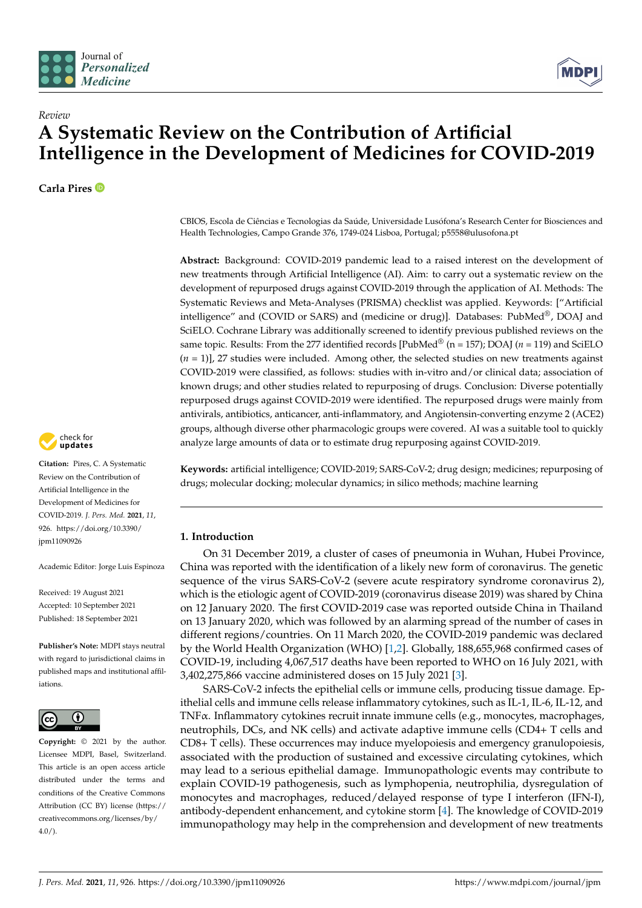Review

# A Systematic Review on the Contribution of Artificial Intelligence in the Development of Medicines for COVID-2019

**Carla Pires**

CBIOS, Escola de Ciências e Tecnologias da Saúde, Universidade Lusófona's Research Center for Biosciences and Health Technologies, Campo Grande 376, 1749-024 Lisboa, Portugal; p5558@ulusofona.pt

**Abstract:** Background: COVID-2019 pandemic lead to a raised interest on the development of new treatments through Artificial Intelligence (AI). Aim: to carry out a systematic review on the development of repurposed drugs against COVID-2019 through the application of AI. Methods: The Systematic Reviews and Meta-Analyses (PRISMA) checklist was applied. Keywords: ["Artificial intelligence" and (COVID or SARS) and (medicine or drug)]. Databases: PubMed®, DOAJ and SciELO. Cochrane Library was additionally screened to identify previous published reviews on the same topic. Results: From the 277 identified records [PubMed® (n = 157); DOAJ (*n* = 119) and SciELO (*n* = 1)], 27 studies were included. Among other, the selected studies on new treatments against COVID-2019 were classified, as follows: studies with in-vitro and/or clinical data; association of known drugs; and other studies related to repurposing of drugs. Conclusion: Diverse potentially repurposed drugs against COVID-2019 were identified. The repurposed drugs were mainly from antivirals, antibiotics, anticancer, anti-inflammatory, and Angiotensin-converting enzyme 2 (ACE2) groups, although diverse other pharmacologic groups were covered. AI was a suitable tool to quickly analyze large amounts of data or to estimate drug repurposing against COVID-2019.

**Keywords:** artificial intelligence; COVID-2019; SARS-CoV-2; drug design; medicines; repurposing of drugs; molecular docking; molecular dynamics; in silico methods; machine learning

**Citation:** Pires, C. A Systematic Review on the Contribution of Artificial Intelligence in the Development of Medicines for COVID-2019. *J. Pers. Med.* **2021**, *11*, 926. https://doi.org/10.3390/jpm11090926

Academic Editor: Jorge Luis Espinoza

Received: 19 August 2021
Accepted: 10 September 2021
Published: 18 September 2021

**Publisher's Note:** MDPI stays neutral with regard to jurisdictional claims in published maps and institutional affiliations.

**Copyright:** © 2021 by the author. Licensee MDPI, Basel, Switzerland. This article is an open access article distributed under the terms and conditions of the Creative Commons Attribution (CC BY) license (https://creativecommons.org/licenses/by/4.0/).

## 1. Introduction

On 31 December 2019, a cluster of cases of pneumonia in Wuhan, Hubei Province, China was reported with the identification of a likely new form of coronavirus. The genetic sequence of the virus SARS-CoV-2 (severe acute respiratory syndrome coronavirus 2), which is the etiologic agent of COVID-2019 (coronavirus disease 2019) was shared by China on 12 January 2020. The first COVID-2019 case was reported outside China in Thailand on 13 January 2020, which was followed by an alarming spread of the number of cases in different regions/countries. On 11 March 2020, the COVID-2019 pandemic was declared by the World Health Organization (WHO) [1,2]. Globally, 188,655,968 confirmed cases of COVID-19, including 4,067,517 deaths have been reported to WHO on 16 July 2021, with 3,402,275,866 vaccine administered doses on 15 July 2021 [3].

SARS-CoV-2 infects the epithelial cells or immune cells, producing tissue damage. Epithelial cells and immune cells release inflammatory cytokines, such as IL-1, IL-6, IL-12, and TNFα. Inflammatory cytokines recruit innate immune cells (e.g., monocytes, macrophages, neutrophils, DCs, and NK cells) and activate adaptive immune cells (CD4+ T cells and CD8+ T cells). These occurrences may induce myelopoiesis and emergency granulopoiesis, associated with the production of sustained and excessive circulating cytokines, which may lead to a serious epithelial damage. Immunopathologic events may contribute to explain COVID-19 pathogenesis, such as lymphopenia, neutrophilia, dysregulation of monocytes and macrophages, reduced/delayed response of type I interferon (IFN-I), antibody-dependent enhancement, and cytokine storm [4]. The knowledge of COVID-2019 immunopathology may help in the comprehension and development of new treatments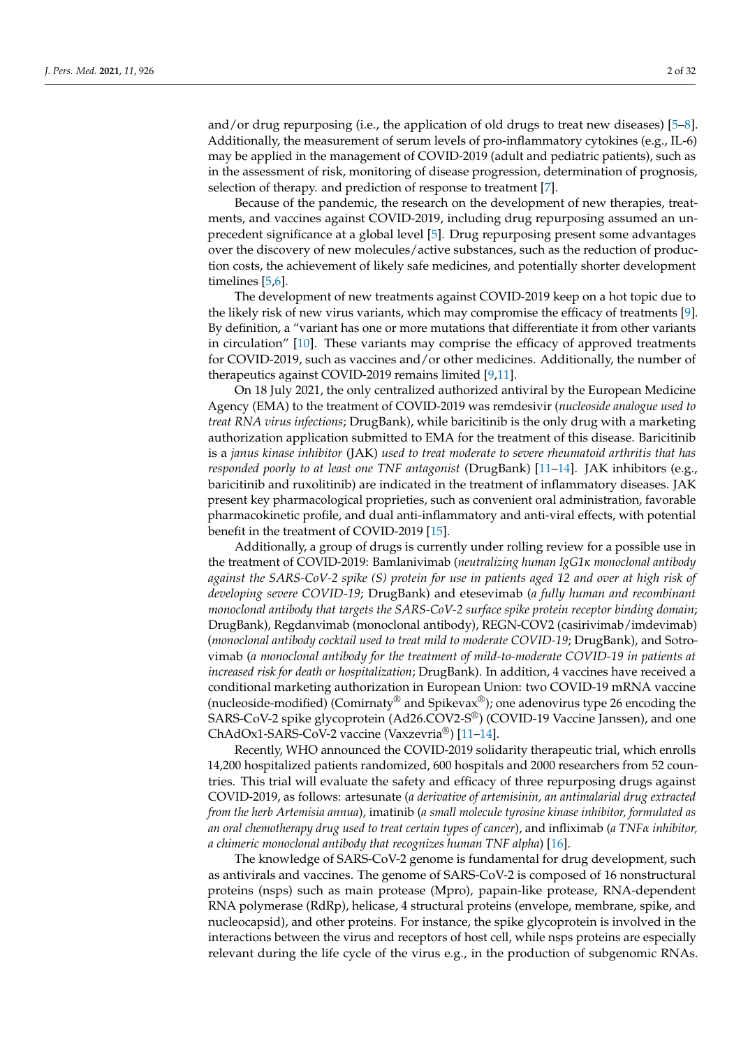and/or drug repurposing (i.e., the application of old drugs to treat new diseases) [5–8]. Additionally, the measurement of serum levels of pro-inflammatory cytokines (e.g., IL-6) may be applied in the management of COVID-2019 (adult and pediatric patients), such as in the assessment of risk, monitoring of disease progression, determination of prognosis, selection of therapy. and prediction of response to treatment [7].

Because of the pandemic, the research on the development of new therapies, treatments, and vaccines against COVID-2019, including drug repurposing assumed an unprecedent significance at a global level [5]. Drug repurposing present some advantages over the discovery of new molecules/active substances, such as the reduction of production costs, the achievement of likely safe medicines, and potentially shorter development timelines [5,6].

The development of new treatments against COVID-2019 keep on a hot topic due to the likely risk of new virus variants, which may compromise the efficacy of treatments [9]. By definition, a "variant has one or more mutations that differentiate it from other variants in circulation" [10]. These variants may comprise the efficacy of approved treatments for COVID-2019, such as vaccines and/or other medicines. Additionally, the number of therapeutics against COVID-2019 remains limited [9,11].

On 18 July 2021, the only centralized authorized antiviral by the European Medicine Agency (EMA) to the treatment of COVID-2019 was remdesivir (*nucleoside analogue used to treat RNA virus infections*; DrugBank), while baricitinib is the only drug with a marketing authorization application submitted to EMA for the treatment of this disease. Baricitinib is a *janus kinase inhibitor* (JAK) *used to treat moderate to severe rheumatoid arthritis that has responded poorly to at least one TNF antagonist* (DrugBank) [11–14]. JAK inhibitors (e.g., baricitinib and ruxolitinib) are indicated in the treatment of inflammatory diseases. JAK present key pharmacological proprieties, such as convenient oral administration, favorable pharmacokinetic profile, and dual anti-inflammatory and anti-viral effects, with potential benefit in the treatment of COVID-2019 [15].

Additionally, a group of drugs is currently under rolling review for a possible use in the treatment of COVID-2019: Bamlanivimab (*neutralizing human IgG1κ monoclonal antibody against the SARS-CoV-2 spike (S) protein for use in patients aged 12 and over at high risk of developing severe COVID-19*; DrugBank) and etesevimab (*a fully human and recombinant monoclonal antibody that targets the SARS-CoV-2 surface spike protein receptor binding domain*; DrugBank), Regdanvimab (monoclonal antibody), REGN-COV2 (casirivimab/imdevimab) (*monoclonal antibody cocktail used to treat mild to moderate COVID-19*; DrugBank), and Sotrovimab (*a monoclonal antibody for the treatment of mild-to-moderate COVID-19 in patients at increased risk for death or hospitalization*; DrugBank). In addition, 4 vaccines have received a conditional marketing authorization in European Union: two COVID-19 mRNA vaccine (nucleoside-modified) (Comirnaty® and Spikevax®); one adenovirus type 26 encoding the SARS-CoV-2 spike glycoprotein (Ad26.COV2-S®) (COVID-19 Vaccine Janssen), and one ChAdOx1-SARS-CoV-2 vaccine (Vaxzevria®) [11–14].

Recently, WHO announced the COVID-2019 solidarity therapeutic trial, which enrolls 14,200 hospitalized patients randomized, 600 hospitals and 2000 researchers from 52 countries. This trial will evaluate the safety and efficacy of three repurposing drugs against COVID-2019, as follows: artesunate (*a derivative of artemisinin, an antimalarial drug extracted from the herb Artemisia annua*), imatinib (*a small molecule tyrosine kinase inhibitor, formulated as an oral chemotherapy drug used to treat certain types of cancer*), and infliximab (*a TNFα inhibitor, a chimeric monoclonal antibody that recognizes human TNF alpha*) [16].

The knowledge of SARS-CoV-2 genome is fundamental for drug development, such as antivirals and vaccines. The genome of SARS-CoV-2 is composed of 16 nonstructural proteins (nsps) such as main protease (Mpro), papain-like protease, RNA-dependent RNA polymerase (RdRp), helicase, 4 structural proteins (envelope, membrane, spike, and nucleocapsid), and other proteins. For instance, the spike glycoprotein is involved in the interactions between the virus and receptors of host cell, while nsps proteins are especially relevant during the life cycle of the virus e.g., in the production of subgenomic RNAs.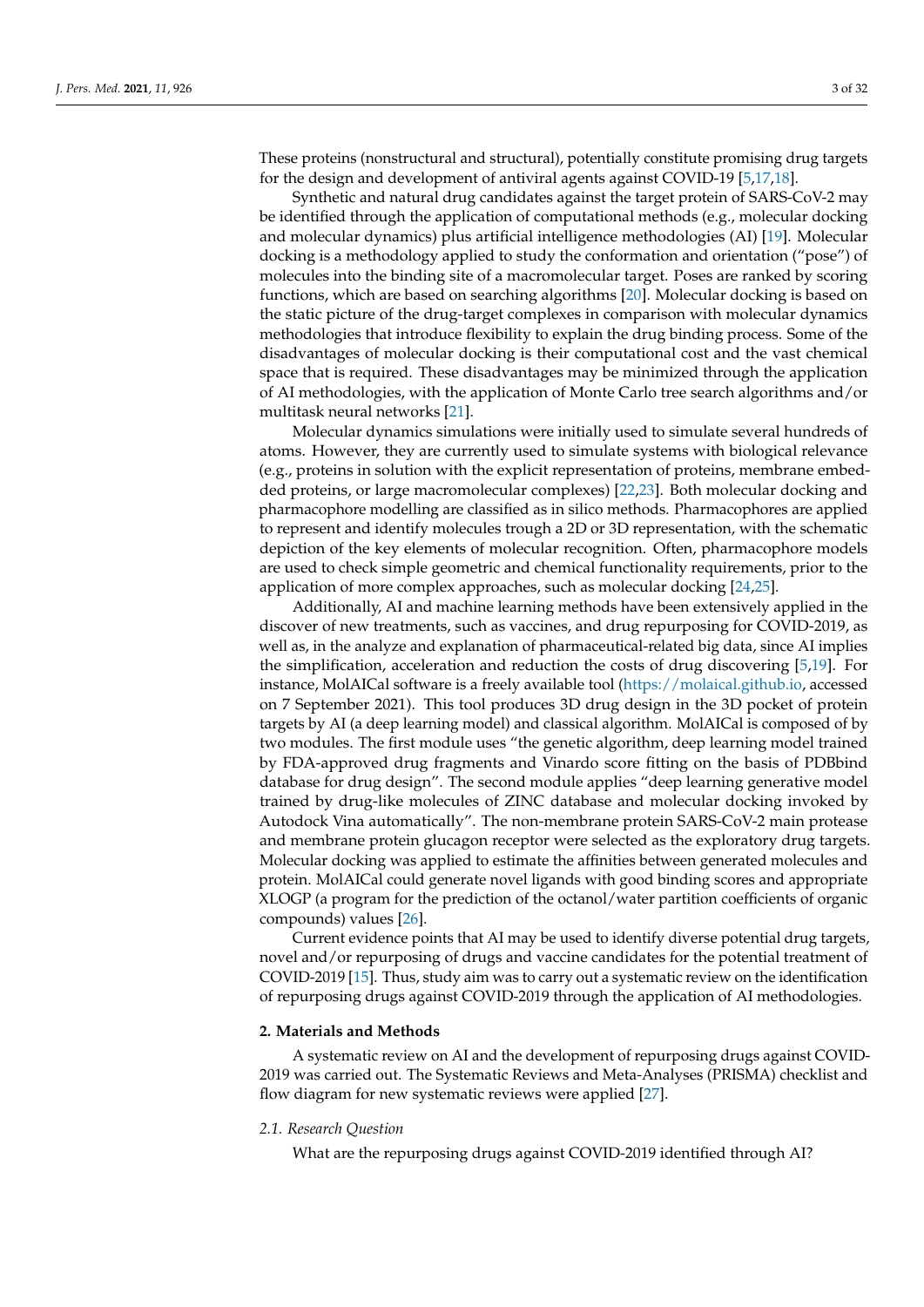These proteins (nonstructural and structural), potentially constitute promising drug targets for the design and development of antiviral agents against COVID-19 [5,17,18].

Synthetic and natural drug candidates against the target protein of SARS-CoV-2 may be identified through the application of computational methods (e.g., molecular docking and molecular dynamics) plus artificial intelligence methodologies (AI) [19]. Molecular docking is a methodology applied to study the conformation and orientation ("pose") of molecules into the binding site of a macromolecular target. Poses are ranked by scoring functions, which are based on searching algorithms [20]. Molecular docking is based on the static picture of the drug-target complexes in comparison with molecular dynamics methodologies that introduce flexibility to explain the drug binding process. Some of the disadvantages of molecular docking is their computational cost and the vast chemical space that is required. These disadvantages may be minimized through the application of AI methodologies, with the application of Monte Carlo tree search algorithms and/or multitask neural networks [21].

Molecular dynamics simulations were initially used to simulate several hundreds of atoms. However, they are currently used to simulate systems with biological relevance (e.g., proteins in solution with the explicit representation of proteins, membrane embedded proteins, or large macromolecular complexes) [22,23]. Both molecular docking and pharmacophore modelling are classified as in silico methods. Pharmacophores are applied to represent and identify molecules trough a 2D or 3D representation, with the schematic depiction of the key elements of molecular recognition. Often, pharmacophore models are used to check simple geometric and chemical functionality requirements, prior to the application of more complex approaches, such as molecular docking [24,25].

Additionally, AI and machine learning methods have been extensively applied in the discover of new treatments, such as vaccines, and drug repurposing for COVID-2019, as well as, in the analyze and explanation of pharmaceutical-related big data, since AI implies the simplification, acceleration and reduction the costs of drug discovering [5,19]. For instance, MolAICal software is a freely available tool (https://molaical.github.io, accessed on 7 September 2021). This tool produces 3D drug design in the 3D pocket of protein targets by AI (a deep learning model) and classical algorithm. MolAICal is composed of by two modules. The first module uses "the genetic algorithm, deep learning model trained by FDA-approved drug fragments and Vinardo score fitting on the basis of PDBbind database for drug design". The second module applies "deep learning generative model trained by drug-like molecules of ZINC database and molecular docking invoked by Autodock Vina automatically". The non-membrane protein SARS-CoV-2 main protease and membrane protein glucagon receptor were selected as the exploratory drug targets. Molecular docking was applied to estimate the affinities between generated molecules and protein. MolAICal could generate novel ligands with good binding scores and appropriate XLOGP (a program for the prediction of the octanol/water partition coefficients of organic compounds) values [26].

Current evidence points that AI may be used to identify diverse potential drug targets, novel and/or repurposing of drugs and vaccine candidates for the potential treatment of COVID-2019 [15]. Thus, study aim was to carry out a systematic review on the identification of repurposing drugs against COVID-2019 through the application of AI methodologies.

## 2. Materials and Methods

A systematic review on AI and the development of repurposing drugs against COVID-2019 was carried out. The Systematic Reviews and Meta-Analyses (PRISMA) checklist and flow diagram for new systematic reviews were applied [27].

### 2.1. Research Question

What are the repurposing drugs against COVID-2019 identified through AI?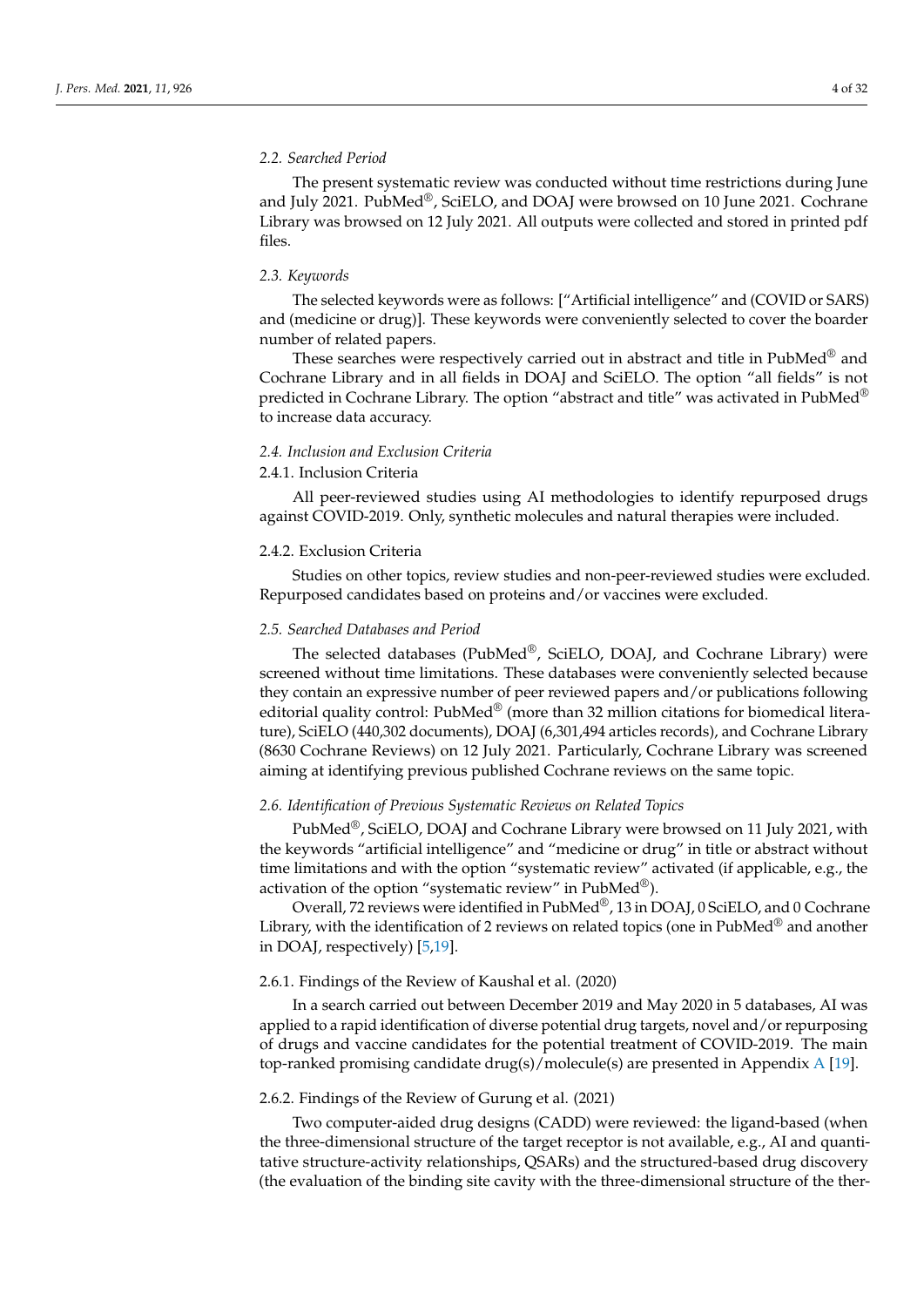### *2.2. Searched Period*

The present systematic review was conducted without time restrictions during June and July 2021. PubMed®, SciELO, and DOAJ were browsed on 10 June 2021. Cochrane Library was browsed on 12 July 2021. All outputs were collected and stored in printed pdf files.

### *2.3. Keywords*

The selected keywords were as follows: ["Artificial intelligence" and (COVID or SARS) and (medicine or drug)]. These keywords were conveniently selected to cover the boarder number of related papers.

These searches were respectively carried out in abstract and title in PubMed® and Cochrane Library and in all fields in DOAJ and SciELO. The option "all fields" is not predicted in Cochrane Library. The option "abstract and title" was activated in PubMed® to increase data accuracy.

### *2.4. Inclusion and Exclusion Criteria*

#### 2.4.1. Inclusion Criteria

All peer-reviewed studies using AI methodologies to identify repurposed drugs against COVID-2019. Only, synthetic molecules and natural therapies were included.

#### 2.4.2. Exclusion Criteria

Studies on other topics, review studies and non-peer-reviewed studies were excluded. Repurposed candidates based on proteins and/or vaccines were excluded.

### *2.5. Searched Databases and Period*

The selected databases (PubMed®, SciELO, DOAJ, and Cochrane Library) were screened without time limitations. These databases were conveniently selected because they contain an expressive number of peer reviewed papers and/or publications following editorial quality control: PubMed® (more than 32 million citations for biomedical literature), SciELO (440,302 documents), DOAJ (6,301,494 articles records), and Cochrane Library (8630 Cochrane Reviews) on 12 July 2021. Particularly, Cochrane Library was screened aiming at identifying previous published Cochrane reviews on the same topic.

### *2.6. Identification of Previous Systematic Reviews on Related Topics*

PubMed®, SciELO, DOAJ and Cochrane Library were browsed on 11 July 2021, with the keywords "artificial intelligence" and "medicine or drug" in title or abstract without time limitations and with the option "systematic review" activated (if applicable, e.g., the activation of the option "systematic review" in PubMed®).

Overall, 72 reviews were identified in PubMed®, 13 in DOAJ, 0 SciELO, and 0 Cochrane Library, with the identification of 2 reviews on related topics (one in PubMed® and another in DOAJ, respectively) [5,19].

#### 2.6.1. Findings of the Review of Kaushal et al. (2020)

In a search carried out between December 2019 and May 2020 in 5 databases, AI was applied to a rapid identification of diverse potential drug targets, novel and/or repurposing of drugs and vaccine candidates for the potential treatment of COVID-2019. The main top-ranked promising candidate drug(s)/molecule(s) are presented in Appendix A [19].

#### 2.6.2. Findings of the Review of Gurung et al. (2021)

Two computer-aided drug designs (CADD) were reviewed: the ligand-based (when the three-dimensional structure of the target receptor is not available, e.g., AI and quantitative structure-activity relationships, QSARs) and the structured-based drug discovery (the evaluation of the binding site cavity with the three-dimensional structure of the ther-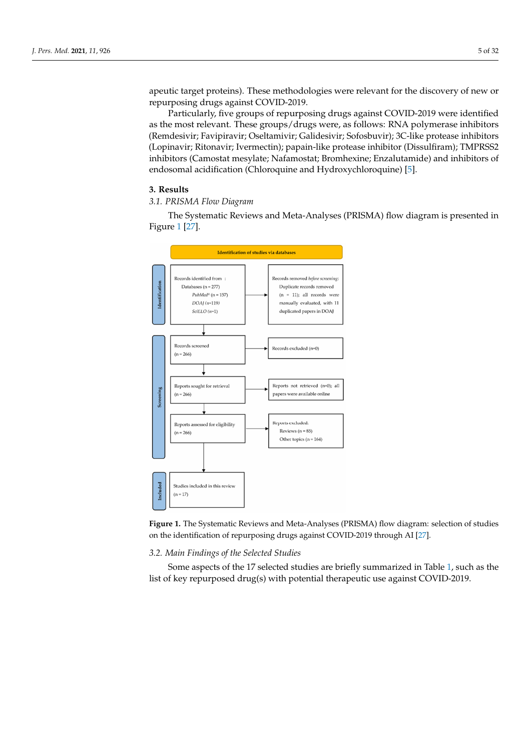apeutic target proteins). These methodologies were relevant for the discovery of new or repurposing drugs against COVID-2019.

Particularly, five groups of repurposing drugs against COVID-2019 were identified as the most relevant. These groups/drugs were, as follows: RNA polymerase inhibitors (Remdesivir; Favipiravir; Oseltamivir; Galidesivir; Sofosbuvir); 3C-like protease inhibitors (Lopinavir; Ritonavir; Ivermectin); papain-like protease inhibitor (Dissulfiram); TMPRSS2 inhibitors (Camostat mesylate; Nafamostat; Bromhexine; Enzalutamide) and inhibitors of endosomal acidification (Chloroquine and Hydroxychloroquine) [5].

## 3. Results

### 3.1. PRISMA Flow Diagram

The Systematic Reviews and Meta-Analyses (PRISMA) flow diagram is presented in Figure 1 [27].

Identification of studies via databases

**Identification**

Records identified from: Databases (n = 277); *PubMed*® (n = 157); *DOAJ* (n=119); *SciELO* (n=1)

→ Records removed *before screening*: Duplicate records removed (n = 11); all records were manually evaluated, with 11 duplicated papers in DOAJ

**Screening**

Records screened (n = 266) → Records excluded (n=0)

Reports sought for retrieval (n = 266) → Reports not retrieved (n=0); all papers were available online

Reports assessed for eligibility (n = 266) → Reports excluded: Reviews (n = 85); Other topics (n = 164)

**Included**

Studies included in this review (n = 17)

**Figure 1.** The Systematic Reviews and Meta-Analyses (PRISMA) flow diagram: selection of studies on the identification of repurposing drugs against COVID-2019 through AI [27].

### 3.2. Main Findings of the Selected Studies

Some aspects of the 17 selected studies are briefly summarized in Table 1, such as the list of key repurposed drug(s) with potential therapeutic use against COVID-2019.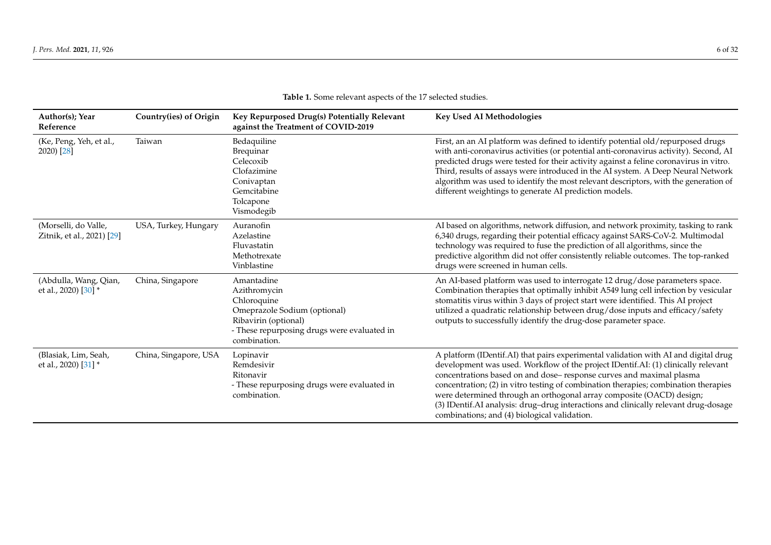**Table 1.** Some relevant aspects of the 17 selected studies.

| Author(s); Year Reference | Country(ies) of Origin | Key Repurposed Drug(s) Potentially Relevant against the Treatment of COVID-2019 | Key Used AI Methodologies |
| --- | --- | --- | --- |
| (Ke, Peng, Yeh, et al., 2020) [28] | Taiwan | Bedaquiline<br>Brequinar<br>Celecoxib<br>Clofazimine<br>Conivaptan<br>Gemcitabine<br>Tolcapone<br>Vismodegib | First, an an AI platform was defined to identify potential old/repurposed drugs with anti-coronavirus activities (or potential anti-coronavirus activity). Second, AI predicted drugs were tested for their activity against a feline coronavirus in vitro. Third, results of assays were introduced in the AI system. A Deep Neural Network algorithm was used to identify the most relevant descriptors, with the generation of different weightings to generate AI prediction models. |
| (Morselli, do Valle, Zitnik, et al., 2021) [29] | USA, Turkey, Hungary | Auranofin<br>Azelastine<br>Fluvastatin<br>Methotrexate<br>Vinblastine | AI based on algorithms, network diffusion, and network proximity, tasking to rank 6,340 drugs, regarding their potential efficacy against SARS-CoV-2. Multimodal technology was required to fuse the prediction of all algorithms, since the predictive algorithm did not offer consistently reliable outcomes. The top-ranked drugs were screened in human cells. |
| (Abdulla, Wang, Qian, et al., 2020) [30] * | China, Singapore | Amantadine<br>Azithromycin<br>Chloroquine<br>Omeprazole Sodium (optional)<br>Ribavirin (optional)<br>- These repurposing drugs were evaluated in combination. | An AI-based platform was used to interrogate 12 drug/dose parameters space. Combination therapies that optimally inhibit A549 lung cell infection by vesicular stomatitis virus within 3 days of project start were identified. This AI project utilized a quadratic relationship between drug/dose inputs and efficacy/safety outputs to successfully identify the drug-dose parameter space. |
| (Blasiak, Lim, Seah, et al., 2020) [31] * | China, Singapore, USA | Lopinavir<br>Remdesivir<br>Ritonavir<br>- These repurposing drugs were evaluated in combination. | A platform (IDentif.AI) that pairs experimental validation with AI and digital drug development was used. Workflow of the project IDentif.AI: (1) clinically relevant concentrations based on and dose– response curves and maximal plasma concentration; (2) in vitro testing of combination therapies; combination therapies were determined through an orthogonal array composite (OACD) design; (3) IDentif.AI analysis: drug–drug interactions and clinically relevant drug-dosage combinations; and (4) biological validation. |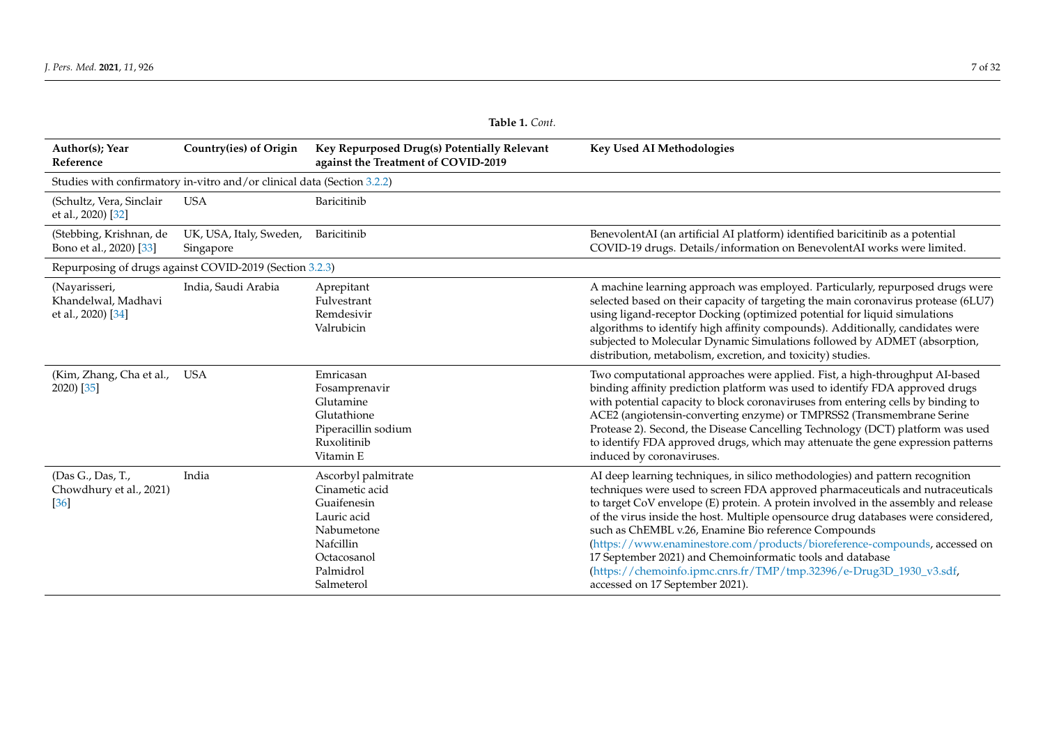**Table 1.** *Cont.*

| Author(s); Year Reference | Country(ies) of Origin | Key Repurposed Drug(s) Potentially Relevant against the Treatment of COVID-2019 | Key Used AI Methodologies |
|---|---|---|---|
| Studies with confirmatory in-vitro and/or clinical data (Section 3.2.2) | | | |
| (Schultz, Vera, Sinclair et al., 2020) [32] | USA | Baricitinib | |
| (Stebbing, Krishnan, de Bono et al., 2020) [33] | UK, USA, Italy, Sweden, Singapore | Baricitinib | BenevolentAI (an artificial AI platform) identified baricitinib as a potential COVID-19 drugs. Details/information on BenevolentAI works were limited. |
| Repurposing of drugs against COVID-2019 (Section 3.2.3) | | | |
| (Nayarisseri, Khandelwal, Madhavi et al., 2020) [34] | India, Saudi Arabia | Aprepitant<br>Fulvestrant<br>Remdesivir<br>Valrubicin | A machine learning approach was employed. Particularly, repurposed drugs were selected based on their capacity of targeting the main coronavirus protease (6LU7) using ligand-receptor Docking (optimized potential for liquid simulations algorithms to identify high affinity compounds). Additionally, candidates were subjected to Molecular Dynamic Simulations followed by ADMET (absorption, distribution, metabolism, excretion, and toxicity) studies. |
| (Kim, Zhang, Cha et al., 2020) [35] | USA | Emricasan<br>Fosamprenavir<br>Glutamine<br>Glutathione<br>Piperacillin sodium<br>Ruxolitinib<br>Vitamin E | Two computational approaches were applied. Fist, a high-throughput AI-based binding affinity prediction platform was used to identify FDA approved drugs with potential capacity to block coronaviruses from entering cells by binding to ACE2 (angiotensin-converting enzyme) or TMPRSS2 (Transmembrane Serine Protease 2). Second, the Disease Cancelling Technology (DCT) platform was used to identify FDA approved drugs, which may attenuate the gene expression patterns induced by coronaviruses. |
| (Das G., Das, T., Chowdhury et al., 2021) [36] | India | Ascorbyl palmitrate<br>Cinametic acid<br>Guaifenesin<br>Lauric acid<br>Nabumetone<br>Nafcillin<br>Octacosanol<br>Palmidrol<br>Salmeterol | AI deep learning techniques, in silico methodologies) and pattern recognition techniques were used to screen FDA approved pharmaceuticals and nutraceuticals to target CoV envelope (E) protein. A protein involved in the assembly and release of the virus inside the host. Multiple opensource drug databases were considered, such as ChEMBL v.26, Enamine Bio reference Compounds (https://www.enaminestore.com/products/bioreference-compounds, accessed on 17 September 2021) and Chemoinformatic tools and database (https://chemoinfo.ipmc.cnrs.fr/TMP/tmp.32396/e-Drug3D_1930_v3.sdf, accessed on 17 September 2021). |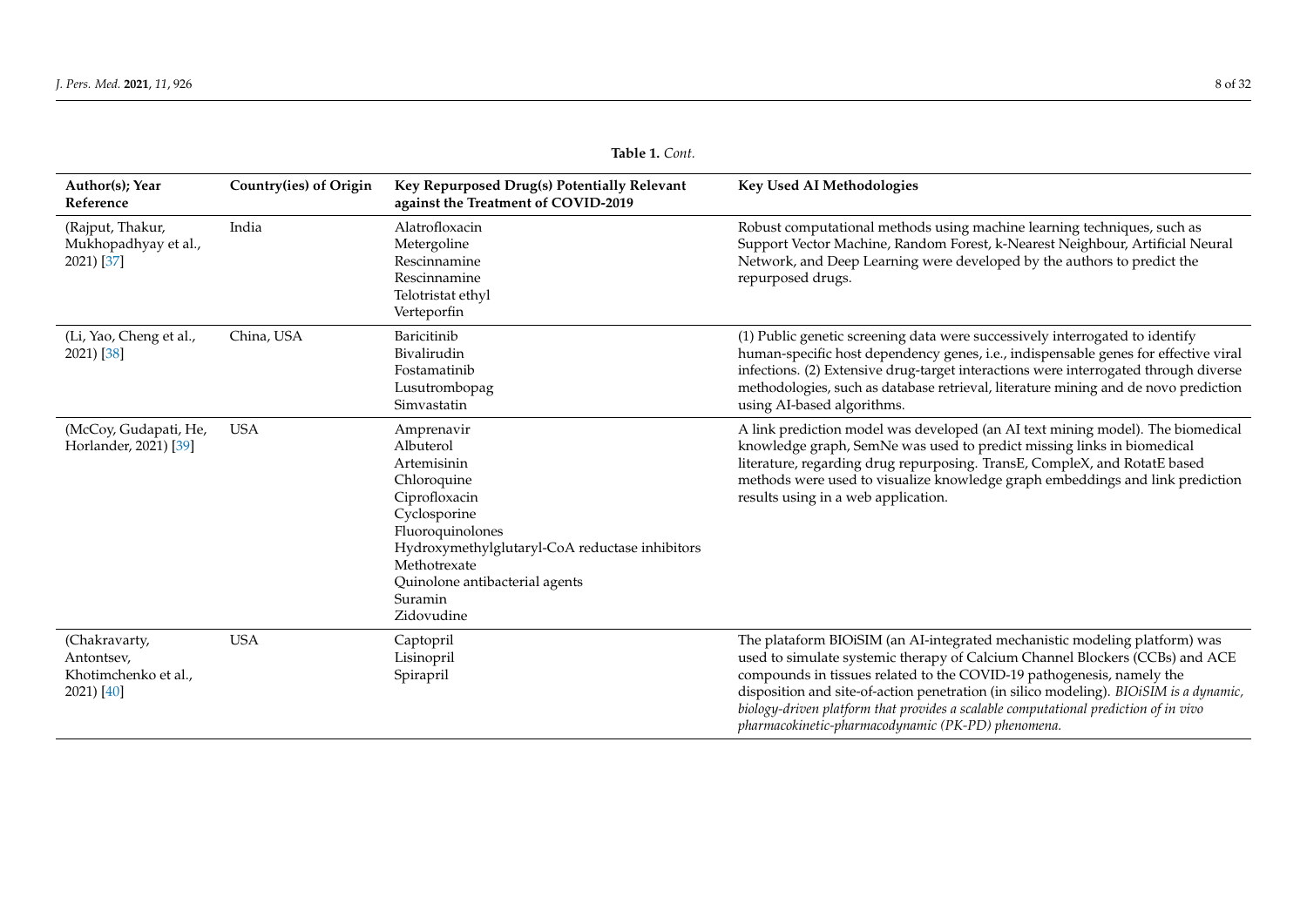**Table 1.** *Cont.*

| Author(s); Year Reference | Country(ies) of Origin | Key Repurposed Drug(s) Potentially Relevant against the Treatment of COVID-2019 | Key Used AI Methodologies |
|---|---|---|---|
| (Rajput, Thakur, Mukhopadhyay et al., 2021) [37] | India | Alatrofloxacin<br>Metergoline<br>Rescinnamine<br>Rescinnamine<br>Telotristat ethyl<br>Verteporfin | Robust computational methods using machine learning techniques, such as Support Vector Machine, Random Forest, k-Nearest Neighbour, Artificial Neural Network, and Deep Learning were developed by the authors to predict the repurposed drugs. |
| (Li, Yao, Cheng et al., 2021) [38] | China, USA | Baricitinib<br>Bivalirudin<br>Fostamatinib<br>Lusutrombopag<br>Simvastatin | (1) Public genetic screening data were successively interrogated to identify human-specific host dependency genes, i.e., indispensable genes for effective viral infections. (2) Extensive drug-target interactions were interrogated through diverse methodologies, such as database retrieval, literature mining and de novo prediction using AI-based algorithms. |
| (McCoy, Gudapati, He, Horlander, 2021) [39] | USA | Amprenavir<br>Albuterol<br>Artemisinin<br>Chloroquine<br>Ciprofloxacin<br>Cyclosporine<br>Fluoroquinolones<br>Hydroxymethylglutaryl-CoA reductase inhibitors<br>Methotrexate<br>Quinolone antibacterial agents<br>Suramin<br>Zidovudine | A link prediction model was developed (an AI text mining model). The biomedical knowledge graph, SemNe was used to predict missing links in biomedical literature, regarding drug repurposing. TransE, CompleX, and RotatE based methods were used to visualize knowledge graph embeddings and link prediction results using in a web application. |
| (Chakravarty, Antontsev, Khotimchenko et al., 2021) [40] | USA | Captopril<br>Lisinopril<br>Spirapril | The plataform BIOiSIM (an AI-integrated mechanistic modeling platform) was used to simulate systemic therapy of Calcium Channel Blockers (CCBs) and ACE compounds in tissues related to the COVID-19 pathogenesis, namely the disposition and site-of-action penetration (in silico modeling). *BIOiSIM is a dynamic, biology-driven platform that provides a scalable computational prediction of in vivo pharmacokinetic-pharmacodynamic (PK-PD) phenomena.* |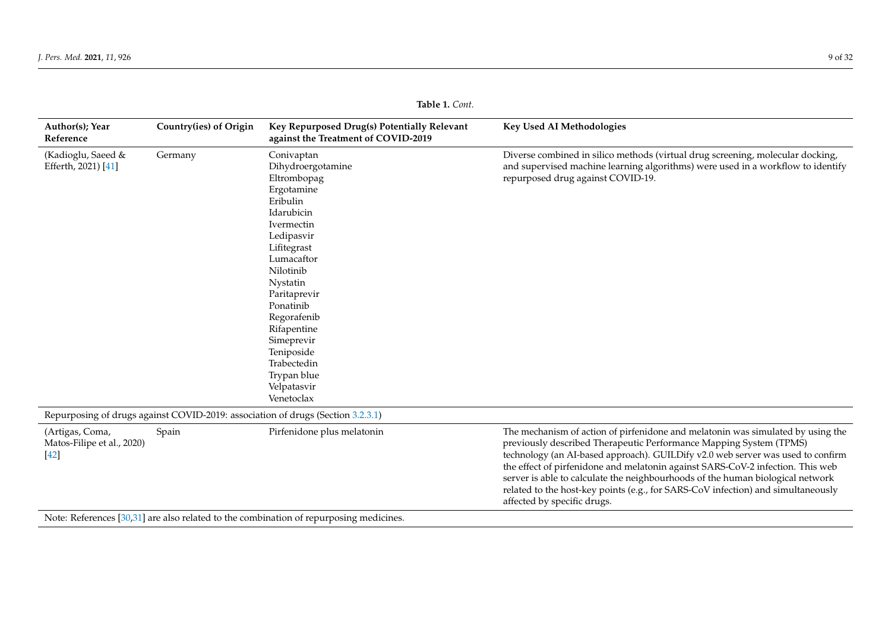**Table 1.** *Cont.*

| Author(s); Year Reference | Country(ies) of Origin | Key Repurposed Drug(s) Potentially Relevant against the Treatment of COVID-2019 | Key Used AI Methodologies |
|---|---|---|---|
| (Kadioglu, Saeed & Efferth, 2021) [41] | Germany | Conivaptan<br>Dihydroergotamine<br>Eltrombopag<br>Ergotamine<br>Eribulin<br>Idarubicin<br>Ivermectin<br>Ledipasvir<br>Lifitegrast<br>Lumacaftor<br>Nilotinib<br>Nystatin<br>Paritaprevir<br>Ponatinib<br>Regorafenib<br>Rifapentine<br>Simeprevir<br>Teniposide<br>Trabectedin<br>Trypan blue<br>Velpatasvir<br>Venetoclax | Diverse combined in silico methods (virtual drug screening, molecular docking, and supervised machine learning algorithms) were used in a workflow to identify repurposed drug against COVID-19. |
| Repurposing of drugs against COVID-2019: association of drugs (Section 3.2.3.1) | | | |
| (Artigas, Coma, Matos-Filipe et al., 2020) [42] | Spain | Pirfenidone plus melatonin | The mechanism of action of pirfenidone and melatonin was simulated by using the previously described Therapeutic Performance Mapping System (TPMS) technology (an AI-based approach). GUILDify v2.0 web server was used to confirm the effect of pirfenidone and melatonin against SARS-CoV-2 infection. This web server is able to calculate the neighbourhoods of the human biological network related to the host-key points (e.g., for SARS-CoV infection) and simultaneously affected by specific drugs. |

Note: References [30,31] are also related to the combination of repurposing medicines.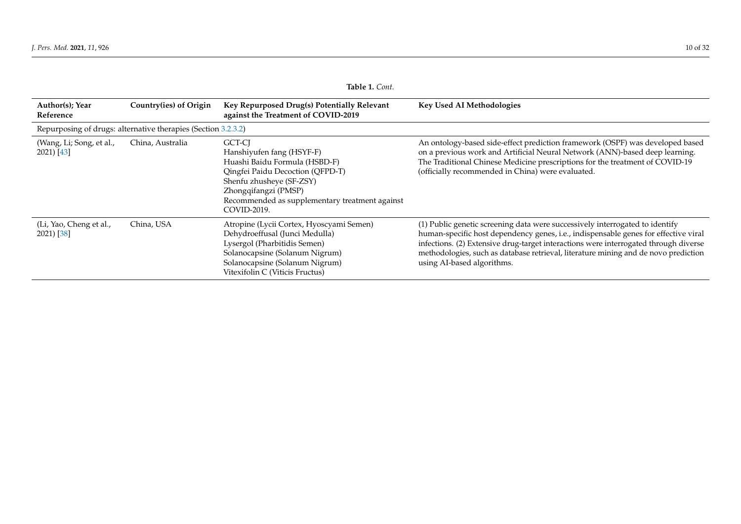**Table 1.** *Cont.*

| Author(s); Year Reference | Country(ies) of Origin | Key Repurposed Drug(s) Potentially Relevant against the Treatment of COVID-2019 | Key Used AI Methodologies |
|---|---|---|---|
| Repurposing of drugs: alternative therapies (Section 3.2.3.2) | | | |
| (Wang, Li; Song, et al., 2021) [43] | China, Australia | GCT-CJ<br>Hanshiyufen fang (HSYF-F)<br>Huashi Baidu Formula (HSBD-F)<br>Qingfei Paidu Decoction (QFPD-T)<br>Shenfu zhusheye (SF-ZSY)<br>Zhongqifangzi (PMSP)<br>Recommended as supplementary treatment against COVID-2019. | An ontology-based side-effect prediction framework (OSPF) was developed based on a previous work and Artificial Neural Network (ANN)-based deep learning. The Traditional Chinese Medicine prescriptions for the treatment of COVID-19 (officially recommended in China) were evaluated. |
| (Li, Yao, Cheng et al., 2021) [38] | China, USA | Atropine (Lycii Cortex, Hyoscyami Semen)<br>Dehydroeffusal (Junci Medulla)<br>Lysergol (Pharbitidis Semen)<br>Solanocapsine (Solanum Nigrum)<br>Solanocapsine (Solanum Nigrum)<br>Vitexifolin C (Viticis Fructus) | (1) Public genetic screening data were successively interrogated to identify human-specific host dependency genes, i.e., indispensable genes for effective viral infections. (2) Extensive drug-target interactions were interrogated through diverse methodologies, such as database retrieval, literature mining and de novo prediction using AI-based algorithms. |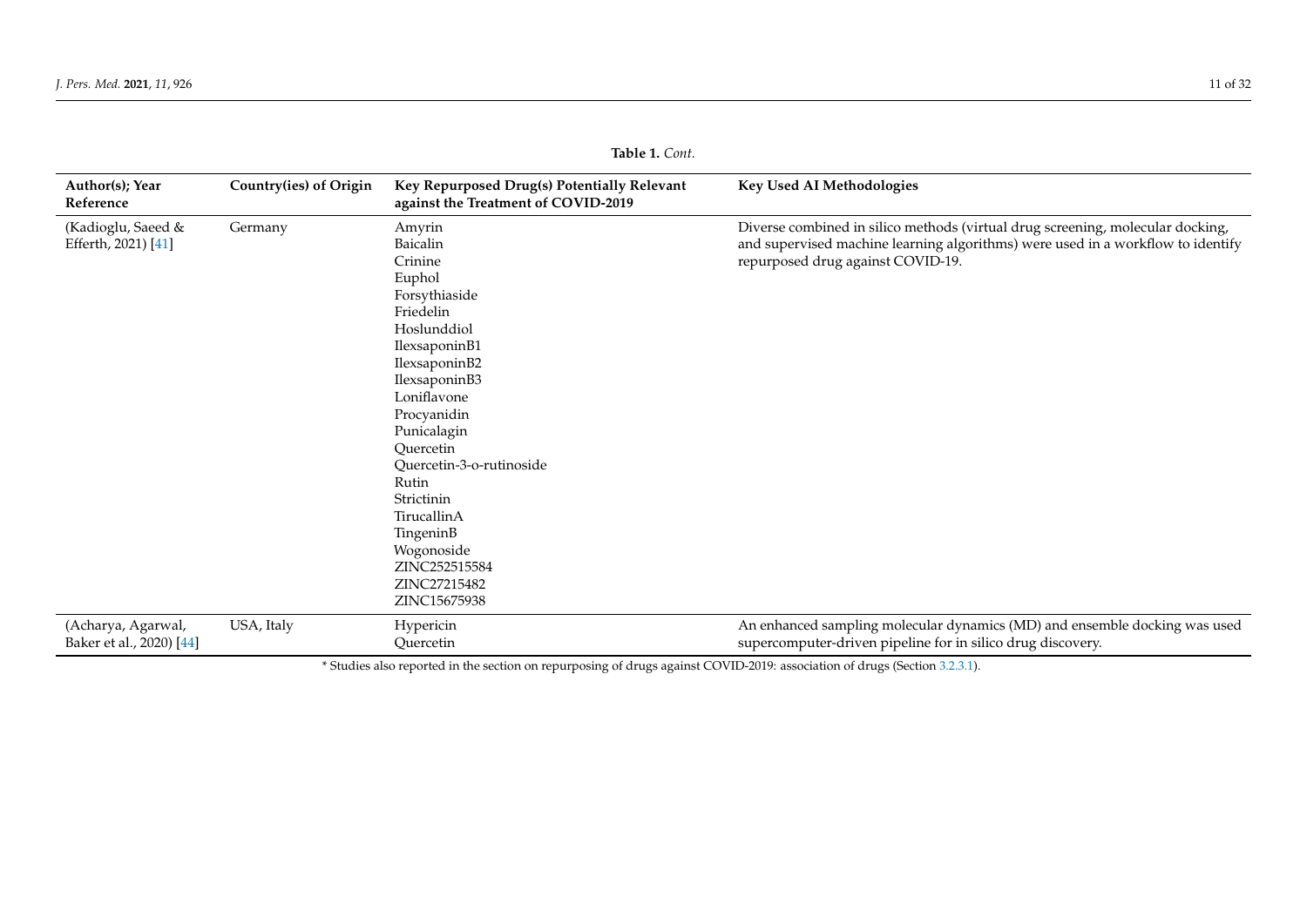**Table 1.** *Cont.*

| Author(s); Year Reference | Country(ies) of Origin | Key Repurposed Drug(s) Potentially Relevant against the Treatment of COVID-2019 | Key Used AI Methodologies |
|---|---|---|---|
| (Kadioglu, Saeed & Efferth, 2021) [41] | Germany | Amyrin<br>Baicalin<br>Crinine<br>Euphol<br>Forsythiaside<br>Friedelin<br>Hoslunddiol<br>IlexsaponinB1<br>IlexsaponinB2<br>IlexsaponinB3<br>Loniflavone<br>Procyanidin<br>Punicalagin<br>Quercetin<br>Quercetin-3-o-rutinoside<br>Rutin<br>Strictinin<br>TirucallinA<br>TingeninB<br>Wogonoside<br>ZINC252515584<br>ZINC27215482<br>ZINC15675938 | Diverse combined in silico methods (virtual drug screening, molecular docking, and supervised machine learning algorithms) were used in a workflow to identify repurposed drug against COVID-19. |
| (Acharya, Agarwal, Baker et al., 2020) [44] | USA, Italy | Hypericin<br>Quercetin | An enhanced sampling molecular dynamics (MD) and ensemble docking was used supercomputer-driven pipeline for in silico drug discovery. |

* Studies also reported in the section on repurposing of drugs against COVID-2019: association of drugs (Section 3.2.3.1).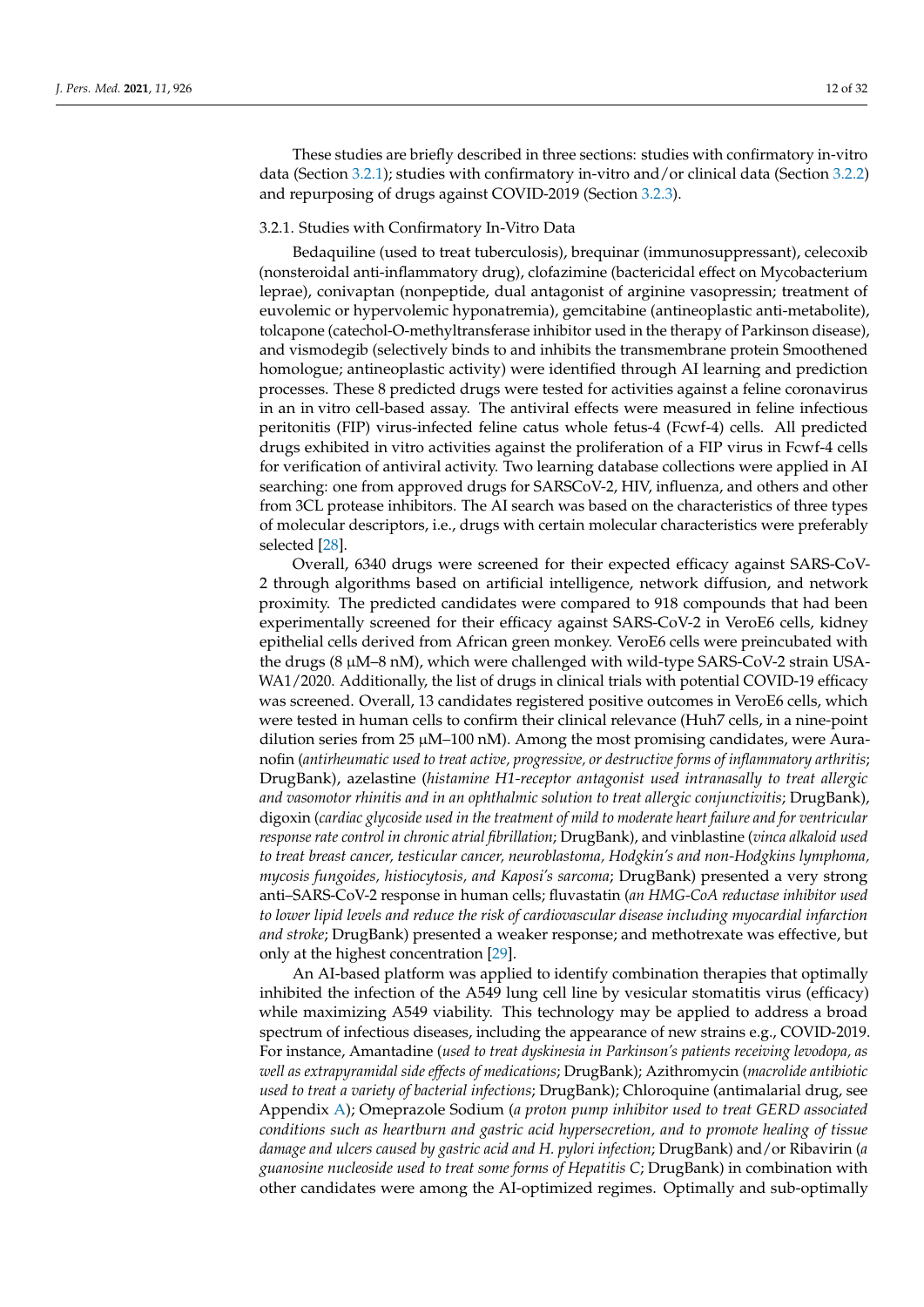These studies are briefly described in three sections: studies with confirmatory in-vitro data (Section 3.2.1); studies with confirmatory in-vitro and/or clinical data (Section 3.2.2) and repurposing of drugs against COVID-2019 (Section 3.2.3).

### 3.2.1. Studies with Confirmatory In-Vitro Data

Bedaquiline (used to treat tuberculosis), brequinar (immunosuppressant), celecoxib (nonsteroidal anti-inflammatory drug), clofazimine (bactericidal effect on Mycobacterium leprae), conivaptan (nonpeptide, dual antagonist of arginine vasopressin; treatment of euvolemic or hypervolemic hyponatremia), gemcitabine (antineoplastic anti-metabolite), tolcapone (catechol-O-methyltransferase inhibitor used in the therapy of Parkinson disease), and vismodegib (selectively binds to and inhibits the transmembrane protein Smoothened homologue; antineoplastic activity) were identified through AI learning and prediction processes. These 8 predicted drugs were tested for activities against a feline coronavirus in an in vitro cell-based assay. The antiviral effects were measured in feline infectious peritonitis (FIP) virus-infected feline catus whole fetus-4 (Fcwf-4) cells. All predicted drugs exhibited in vitro activities against the proliferation of a FIP virus in Fcwf-4 cells for verification of antiviral activity. Two learning database collections were applied in AI searching: one from approved drugs for SARSCoV-2, HIV, influenza, and others and other from 3CL protease inhibitors. The AI search was based on the characteristics of three types of molecular descriptors, i.e., drugs with certain molecular characteristics were preferably selected [28].

Overall, 6340 drugs were screened for their expected efficacy against SARS-CoV-2 through algorithms based on artificial intelligence, network diffusion, and network proximity. The predicted candidates were compared to 918 compounds that had been experimentally screened for their efficacy against SARS-CoV-2 in VeroE6 cells, kidney epithelial cells derived from African green monkey. VeroE6 cells were preincubated with the drugs (8 μM–8 nM), which were challenged with wild-type SARS-CoV-2 strain USA-WA1/2020. Additionally, the list of drugs in clinical trials with potential COVID-19 efficacy was screened. Overall, 13 candidates registered positive outcomes in VeroE6 cells, which were tested in human cells to confirm their clinical relevance (Huh7 cells, in a nine-point dilution series from 25 μM–100 nM). Among the most promising candidates, were Auranofin (*antirheumatic used to treat active, progressive, or destructive forms of inflammatory arthritis*; DrugBank), azelastine (*histamine H1-receptor antagonist used intranasally to treat allergic and vasomotor rhinitis and in an ophthalmic solution to treat allergic conjunctivitis*; DrugBank), digoxin (*cardiac glycoside used in the treatment of mild to moderate heart failure and for ventricular response rate control in chronic atrial fibrillation*; DrugBank), and vinblastine (*vinca alkaloid used to treat breast cancer, testicular cancer, neuroblastoma, Hodgkin's and non-Hodgkins lymphoma, mycosis fungoides, histiocytosis, and Kaposi's sarcoma*; DrugBank) presented a very strong anti–SARS-CoV-2 response in human cells; fluvastatin (*an HMG-CoA reductase inhibitor used to lower lipid levels and reduce the risk of cardiovascular disease including myocardial infarction and stroke*; DrugBank) presented a weaker response; and methotrexate was effective, but only at the highest concentration [29].

An AI-based platform was applied to identify combination therapies that optimally inhibited the infection of the A549 lung cell line by vesicular stomatitis virus (efficacy) while maximizing A549 viability. This technology may be applied to address a broad spectrum of infectious diseases, including the appearance of new strains e.g., COVID-2019. For instance, Amantadine (*used to treat dyskinesia in Parkinson's patients receiving levodopa, as well as extrapyramidal side effects of medications*; DrugBank); Azithromycin (*macrolide antibiotic used to treat a variety of bacterial infections*; DrugBank); Chloroquine (antimalarial drug, see Appendix A); Omeprazole Sodium (*a proton pump inhibitor used to treat GERD associated conditions such as heartburn and gastric acid hypersecretion, and to promote healing of tissue damage and ulcers caused by gastric acid and H. pylori infection*; DrugBank) and/or Ribavirin (*a guanosine nucleoside used to treat some forms of Hepatitis C*; DrugBank) in combination with other candidates were among the AI-optimized regimes. Optimally and sub-optimally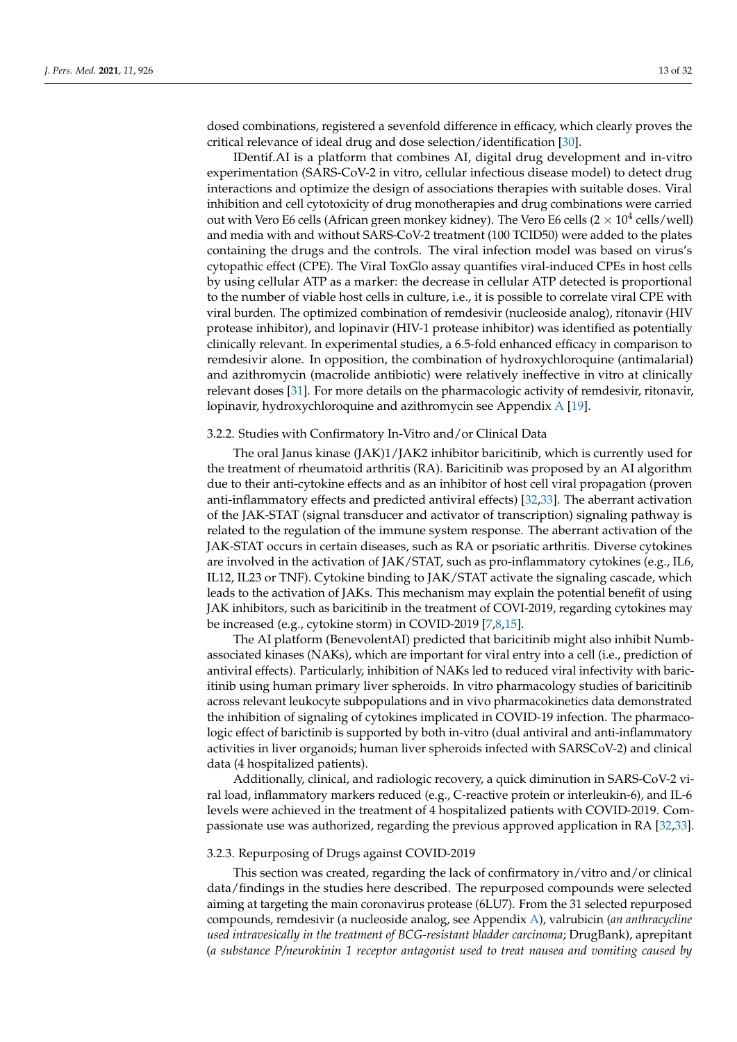dosed combinations, registered a sevenfold difference in efficacy, which clearly proves the critical relevance of ideal drug and dose selection/identification [30].

IDentif.AI is a platform that combines AI, digital drug development and in-vitro experimentation (SARS-CoV-2 in vitro, cellular infectious disease model) to detect drug interactions and optimize the design of associations therapies with suitable doses. Viral inhibition and cell cytotoxicity of drug monotherapies and drug combinations were carried out with Vero E6 cells (African green monkey kidney). The Vero E6 cells ($2 \times 10^4$ cells/well) and media with and without SARS-CoV-2 treatment (100 TCID50) were added to the plates containing the drugs and the controls. The viral infection model was based on virus's cytopathic effect (CPE). The Viral ToxGlo assay quantifies viral-induced CPEs in host cells by using cellular ATP as a marker: the decrease in cellular ATP detected is proportional to the number of viable host cells in culture, i.e., it is possible to correlate viral CPE with viral burden. The optimized combination of remdesivir (nucleoside analog), ritonavir (HIV protease inhibitor), and lopinavir (HIV-1 protease inhibitor) was identified as potentially clinically relevant. In experimental studies, a 6.5-fold enhanced efficacy in comparison to remdesivir alone. In opposition, the combination of hydroxychloroquine (antimalarial) and azithromycin (macrolide antibiotic) were relatively ineffective in vitro at clinically relevant doses [31]. For more details on the pharmacologic activity of remdesivir, ritonavir, lopinavir, hydroxychloroquine and azithromycin see Appendix A [19].

### 3.2.2. Studies with Confirmatory In-Vitro and/or Clinical Data

The oral Janus kinase (JAK)1/JAK2 inhibitor baricitinib, which is currently used for the treatment of rheumatoid arthritis (RA). Baricitinib was proposed by an AI algorithm due to their anti-cytokine effects and as an inhibitor of host cell viral propagation (proven anti-inflammatory effects and predicted antiviral effects) [32,33]. The aberrant activation of the JAK-STAT (signal transducer and activator of transcription) signaling pathway is related to the regulation of the immune system response. The aberrant activation of the JAK-STAT occurs in certain diseases, such as RA or psoriatic arthritis. Diverse cytokines are involved in the activation of JAK/STAT, such as pro-inflammatory cytokines (e.g., IL6, IL12, IL23 or TNF). Cytokine binding to JAK/STAT activate the signaling cascade, which leads to the activation of JAKs. This mechanism may explain the potential benefit of using JAK inhibitors, such as baricitinib in the treatment of COVI-2019, regarding cytokines may be increased (e.g., cytokine storm) in COVID-2019 [7,8,15].

The AI platform (BenevolentAI) predicted that baricitinib might also inhibit Numb-associated kinases (NAKs), which are important for viral entry into a cell (i.e., prediction of antiviral effects). Particularly, inhibition of NAKs led to reduced viral infectivity with baricitinib using human primary liver spheroids. In vitro pharmacology studies of baricitinib across relevant leukocyte subpopulations and in vivo pharmacokinetics data demonstrated the inhibition of signaling of cytokines implicated in COVID-19 infection. The pharmacologic effect of barictinib is supported by both in-vitro (dual antiviral and anti-inflammatory activities in liver organoids; human liver spheroids infected with SARSCoV-2) and clinical data (4 hospitalized patients).

Additionally, clinical, and radiologic recovery, a quick diminution in SARS-CoV-2 viral load, inflammatory markers reduced (e.g., C-reactive protein or interleukin-6), and IL-6 levels were achieved in the treatment of 4 hospitalized patients with COVID-2019. Compassionate use was authorized, regarding the previous approved application in RA [32,33].

### 3.2.3. Repurposing of Drugs against COVID-2019

This section was created, regarding the lack of confirmatory in/vitro and/or clinical data/findings in the studies here described. The repurposed compounds were selected aiming at targeting the main coronavirus protease (6LU7). From the 31 selected repurposed compounds, remdesivir (a nucleoside analog, see Appendix A), valrubicin (*an anthracycline used intravesically in the treatment of BCG-resistant bladder carcinoma*; DrugBank), aprepitant (*a substance P/neurokinin 1 receptor antagonist used to treat nausea and vomiting caused by*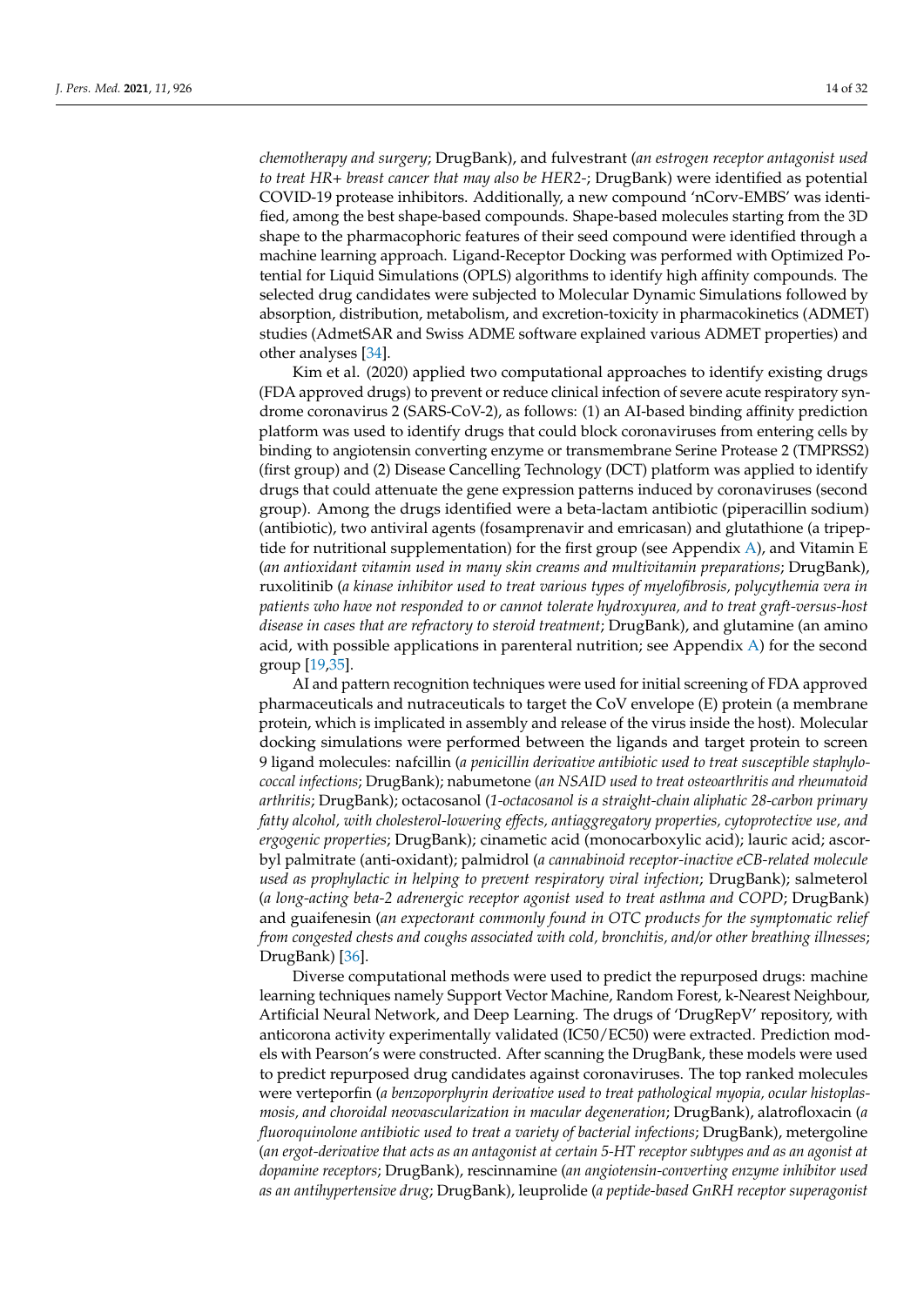*chemotherapy and surgery*; DrugBank), and fulvestrant (*an estrogen receptor antagonist used to treat HR+ breast cancer that may also be HER2-*; DrugBank) were identified as potential COVID-19 protease inhibitors. Additionally, a new compound 'nCorv-EMBS' was identified, among the best shape-based compounds. Shape-based molecules starting from the 3D shape to the pharmacophoric features of their seed compound were identified through a machine learning approach. Ligand-Receptor Docking was performed with Optimized Potential for Liquid Simulations (OPLS) algorithms to identify high affinity compounds. The selected drug candidates were subjected to Molecular Dynamic Simulations followed by absorption, distribution, metabolism, and excretion-toxicity in pharmacokinetics (ADMET) studies (AdmetSAR and Swiss ADME software explained various ADMET properties) and other analyses [34].

Kim et al. (2020) applied two computational approaches to identify existing drugs (FDA approved drugs) to prevent or reduce clinical infection of severe acute respiratory syndrome coronavirus 2 (SARS-CoV-2), as follows: (1) an AI-based binding affinity prediction platform was used to identify drugs that could block coronaviruses from entering cells by binding to angiotensin converting enzyme or transmembrane Serine Protease 2 (TMPRSS2) (first group) and (2) Disease Cancelling Technology (DCT) platform was applied to identify drugs that could attenuate the gene expression patterns induced by coronaviruses (second group). Among the drugs identified were a beta-lactam antibiotic (piperacillin sodium) (antibiotic), two antiviral agents (fosamprenavir and emricasan) and glutathione (a tripeptide for nutritional supplementation) for the first group (see Appendix A), and Vitamin E (*an antioxidant vitamin used in many skin creams and multivitamin preparations*; DrugBank), ruxolitinib (*a kinase inhibitor used to treat various types of myelofibrosis, polycythemia vera in patients who have not responded to or cannot tolerate hydroxyurea, and to treat graft-versus-host disease in cases that are refractory to steroid treatment*; DrugBank), and glutamine (an amino acid, with possible applications in parenteral nutrition; see Appendix A) for the second group [19,35].

AI and pattern recognition techniques were used for initial screening of FDA approved pharmaceuticals and nutraceuticals to target the CoV envelope (E) protein (a membrane protein, which is implicated in assembly and release of the virus inside the host). Molecular docking simulations were performed between the ligands and target protein to screen 9 ligand molecules: nafcillin (*a penicillin derivative antibiotic used to treat susceptible staphylococcal infections*; DrugBank); nabumetone (*an NSAID used to treat osteoarthritis and rheumatoid arthritis*; DrugBank); octacosanol (*1-octacosanol is a straight-chain aliphatic 28-carbon primary fatty alcohol, with cholesterol-lowering effects, antiaggregatory properties, cytoprotective use, and ergogenic properties*; DrugBank); cinametic acid (monocarboxylic acid); lauric acid; ascorbyl palmitrate (anti-oxidant); palmidrol (*a cannabinoid receptor-inactive eCB-related molecule used as prophylactic in helping to prevent respiratory viral infection*; DrugBank); salmeterol (*a long-acting beta-2 adrenergic receptor agonist used to treat asthma and COPD*; DrugBank) and guaifenesin (*an expectorant commonly found in OTC products for the symptomatic relief from congested chests and coughs associated with cold, bronchitis, and/or other breathing illnesses*; DrugBank) [36].

Diverse computational methods were used to predict the repurposed drugs: machine learning techniques namely Support Vector Machine, Random Forest, k-Nearest Neighbour, Artificial Neural Network, and Deep Learning. The drugs of 'DrugRepV' repository, with anticorona activity experimentally validated (IC50/EC50) were extracted. Prediction models with Pearson's were constructed. After scanning the DrugBank, these models were used to predict repurposed drug candidates against coronaviruses. The top ranked molecules were verteporfin (*a benzoporphyrin derivative used to treat pathological myopia, ocular histoplasmosis, and choroidal neovascularization in macular degeneration*; DrugBank), alatrofloxacin (*a fluoroquinolone antibiotic used to treat a variety of bacterial infections*; DrugBank), metergoline (*an ergot-derivative that acts as an antagonist at certain 5-HT receptor subtypes and as an agonist at dopamine receptors*; DrugBank), rescinnamine (*an angiotensin-converting enzyme inhibitor used as an antihypertensive drug*; DrugBank), leuprolide (*a peptide-based GnRH receptor superagonist*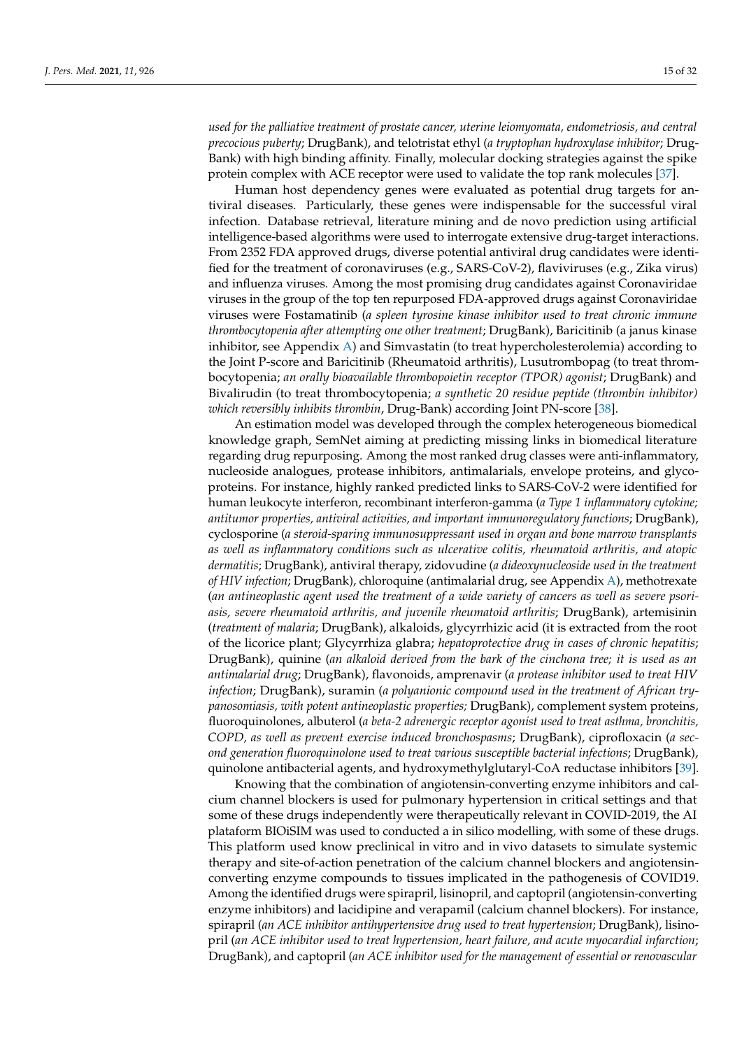*used for the palliative treatment of prostate cancer, uterine leiomyomata, endometriosis, and central precocious puberty*; DrugBank), and telotristat ethyl (*a tryptophan hydroxylase inhibitor*; DrugBank) with high binding affinity. Finally, molecular docking strategies against the spike protein complex with ACE receptor were used to validate the top rank molecules [37].

Human host dependency genes were evaluated as potential drug targets for antiviral diseases. Particularly, these genes were indispensable for the successful viral infection. Database retrieval, literature mining and de novo prediction using artificial intelligence-based algorithms were used to interrogate extensive drug-target interactions. From 2352 FDA approved drugs, diverse potential antiviral drug candidates were identified for the treatment of coronaviruses (e.g., SARS-CoV-2), flaviviruses (e.g., Zika virus) and influenza viruses. Among the most promising drug candidates against Coronaviridae viruses in the group of the top ten repurposed FDA-approved drugs against Coronaviridae viruses were Fostamatinib (*a spleen tyrosine kinase inhibitor used to treat chronic immune thrombocytopenia after attempting one other treatment*; DrugBank), Baricitinib (a janus kinase inhibitor, see Appendix A) and Simvastatin (to treat hypercholesterolemia) according to the Joint P-score and Baricitinib (Rheumatoid arthritis), Lusutrombopag (to treat thrombocytopenia; *an orally bioavailable thrombopoietin receptor (TPOR) agonist*; DrugBank) and Bivalirudin (to treat thrombocytopenia; *a synthetic 20 residue peptide (thrombin inhibitor) which reversibly inhibits thrombin*, Drug-Bank) according Joint PN-score [38].

An estimation model was developed through the complex heterogeneous biomedical knowledge graph, SemNet aiming at predicting missing links in biomedical literature regarding drug repurposing. Among the most ranked drug classes were anti-inflammatory, nucleoside analogues, protease inhibitors, antimalarials, envelope proteins, and glycoproteins. For instance, highly ranked predicted links to SARS-CoV-2 were identified for human leukocyte interferon, recombinant interferon-gamma (*a Type 1 inflammatory cytokine; antitumor properties, antiviral activities, and important immunoregulatory functions*; DrugBank), cyclosporine (*a steroid-sparing immunosuppressant used in organ and bone marrow transplants as well as inflammatory conditions such as ulcerative colitis, rheumatoid arthritis, and atopic dermatitis*; DrugBank), antiviral therapy, zidovudine (*a dideoxynucleoside used in the treatment of HIV infection*; DrugBank), chloroquine (antimalarial drug, see Appendix A), methotrexate (*an antineoplastic agent used the treatment of a wide variety of cancers as well as severe psoriasis, severe rheumatoid arthritis, and juvenile rheumatoid arthritis*; DrugBank), artemisinin (*treatment of malaria*; DrugBank), alkaloids, glycyrrhizic acid (it is extracted from the root of the licorice plant; Glycyrrhiza glabra; *hepatoprotective drug in cases of chronic hepatitis*; DrugBank), quinine (*an alkaloid derived from the bark of the cinchona tree; it is used as an antimalarial drug*; DrugBank), flavonoids, amprenavir (*a protease inhibitor used to treat HIV infection*; DrugBank), suramin (*a polyanionic compound used in the treatment of African trypanosomiasis, with potent antineoplastic properties;* DrugBank), complement system proteins, fluoroquinolones, albuterol (*a beta-2 adrenergic receptor agonist used to treat asthma, bronchitis, COPD, as well as prevent exercise induced bronchospasms*; DrugBank), ciprofloxacin (*a second generation fluoroquinolone used to treat various susceptible bacterial infections*; DrugBank), quinolone antibacterial agents, and hydroxymethylglutaryl-CoA reductase inhibitors [39].

Knowing that the combination of angiotensin-converting enzyme inhibitors and calcium channel blockers is used for pulmonary hypertension in critical settings and that some of these drugs independently were therapeutically relevant in COVID-2019, the AI plataform BIOiSIM was used to conducted a in silico modelling, with some of these drugs. This platform used know preclinical in vitro and in vivo datasets to simulate systemic therapy and site-of-action penetration of the calcium channel blockers and angiotensin-converting enzyme compounds to tissues implicated in the pathogenesis of COVID19. Among the identified drugs were spirapril, lisinopril, and captopril (angiotensin-converting enzyme inhibitors) and lacidipine and verapamil (calcium channel blockers). For instance, spirapril (*an ACE inhibitor antihypertensive drug used to treat hypertension*; DrugBank), lisinopril (*an ACE inhibitor used to treat hypertension, heart failure, and acute myocardial infarction*; DrugBank), and captopril (*an ACE inhibitor used for the management of essential or renovascular*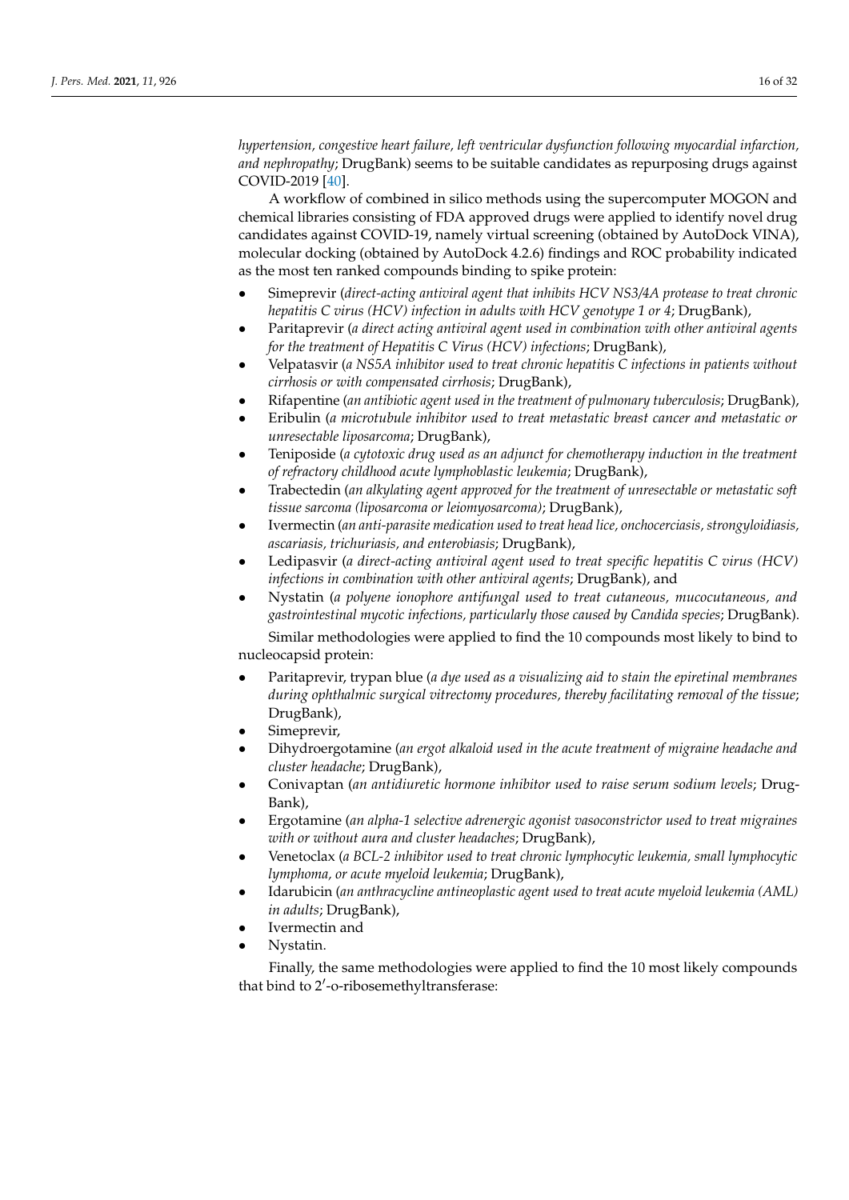*hypertension, congestive heart failure, left ventricular dysfunction following myocardial infarction, and nephropathy*; DrugBank) seems to be suitable candidates as repurposing drugs against COVID-2019 [40].

A workflow of combined in silico methods using the supercomputer MOGON and chemical libraries consisting of FDA approved drugs were applied to identify novel drug candidates against COVID-19, namely virtual screening (obtained by AutoDock VINA), molecular docking (obtained by AutoDock 4.2.6) findings and ROC probability indicated as the most ten ranked compounds binding to spike protein:

- Simeprevir (*direct-acting antiviral agent that inhibits HCV NS3/4A protease to treat chronic hepatitis C virus (HCV) infection in adults with HCV genotype 1 or 4*; DrugBank),
- Paritaprevir (*a direct acting antiviral agent used in combination with other antiviral agents for the treatment of Hepatitis C Virus (HCV) infections*; DrugBank),
- Velpatasvir (*a NS5A inhibitor used to treat chronic hepatitis C infections in patients without cirrhosis or with compensated cirrhosis*; DrugBank),
- Rifapentine (*an antibiotic agent used in the treatment of pulmonary tuberculosis*; DrugBank),
- Eribulin (*a microtubule inhibitor used to treat metastatic breast cancer and metastatic or unresectable liposarcoma*; DrugBank),
- Teniposide (*a cytotoxic drug used as an adjunct for chemotherapy induction in the treatment of refractory childhood acute lymphoblastic leukemia*; DrugBank),
- Trabectedin (*an alkylating agent approved for the treatment of unresectable or metastatic soft tissue sarcoma (liposarcoma or leiomyosarcoma)*; DrugBank),
- Ivermectin (*an anti-parasite medication used to treat head lice, onchocerciasis, strongyloidiasis, ascariasis, trichuriasis, and enterobiasis*; DrugBank),
- Ledipasvir (*a direct-acting antiviral agent used to treat specific hepatitis C virus (HCV) infections in combination with other antiviral agents*; DrugBank), and
- Nystatin (*a polyene ionophore antifungal used to treat cutaneous, mucocutaneous, and gastrointestinal mycotic infections, particularly those caused by Candida species*; DrugBank).

Similar methodologies were applied to find the 10 compounds most likely to bind to nucleocapsid protein:

- Paritaprevir, trypan blue (*a dye used as a visualizing aid to stain the epiretinal membranes during ophthalmic surgical vitrectomy procedures, thereby facilitating removal of the tissue*; DrugBank),
- Simeprevir,
- Dihydroergotamine (*an ergot alkaloid used in the acute treatment of migraine headache and cluster headache*; DrugBank),
- Conivaptan (*an antidiuretic hormone inhibitor used to raise serum sodium levels*; DrugBank),
- Ergotamine (*an alpha-1 selective adrenergic agonist vasoconstrictor used to treat migraines with or without aura and cluster headaches*; DrugBank),
- Venetoclax (*a BCL-2 inhibitor used to treat chronic lymphocytic leukemia, small lymphocytic lymphoma, or acute myeloid leukemia*; DrugBank),
- Idarubicin (*an anthracycline antineoplastic agent used to treat acute myeloid leukemia (AML) in adults*; DrugBank),
- Ivermectin and
- Nystatin.

Finally, the same methodologies were applied to find the 10 most likely compounds that bind to 2′-o-ribosemethyltransferase: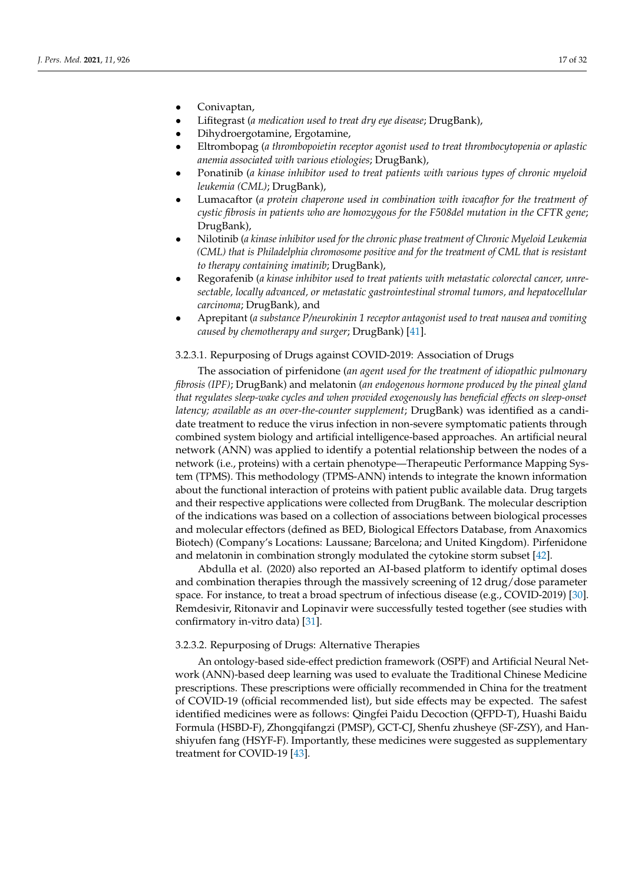- Conivaptan,
- Lifitegrast (*a medication used to treat dry eye disease*; DrugBank),
- Dihydroergotamine, Ergotamine,
- Eltrombopag (*a thrombopoietin receptor agonist used to treat thrombocytopenia or aplastic anemia associated with various etiologies*; DrugBank),
- Ponatinib (*a kinase inhibitor used to treat patients with various types of chronic myeloid leukemia (CML)*; DrugBank),
- Lumacaftor (*a protein chaperone used in combination with ivacaftor for the treatment of cystic fibrosis in patients who are homozygous for the F508del mutation in the CFTR gene*; DrugBank),
- Nilotinib (*a kinase inhibitor used for the chronic phase treatment of Chronic Myeloid Leukemia (CML) that is Philadelphia chromosome positive and for the treatment of CML that is resistant to therapy containing imatinib*; DrugBank),
- Regorafenib (*a kinase inhibitor used to treat patients with metastatic colorectal cancer, unresectable, locally advanced, or metastatic gastrointestinal stromal tumors, and hepatocellular carcinoma*; DrugBank), and
- Aprepitant (*a substance P/neurokinin 1 receptor antagonist used to treat nausea and vomiting caused by chemotherapy and surger*; DrugBank) [41].

#### 3.2.3.1. Repurposing of Drugs against COVID-2019: Association of Drugs

The association of pirfenidone (*an agent used for the treatment of idiopathic pulmonary fibrosis (IPF)*; DrugBank) and melatonin (*an endogenous hormone produced by the pineal gland that regulates sleep-wake cycles and when provided exogenously has beneficial effects on sleep-onset latency; available as an over-the-counter supplement*; DrugBank) was identified as a candidate treatment to reduce the virus infection in non-severe symptomatic patients through combined system biology and artificial intelligence-based approaches. An artificial neural network (ANN) was applied to identify a potential relationship between the nodes of a network (i.e., proteins) with a certain phenotype—Therapeutic Performance Mapping System (TPMS). This methodology (TPMS-ANN) intends to integrate the known information about the functional interaction of proteins with patient public available data. Drug targets and their respective applications were collected from DrugBank. The molecular description of the indications was based on a collection of associations between biological processes and molecular effectors (defined as BED, Biological Effectors Database, from Anaxomics Biotech) (Company's Locations: Laussane; Barcelona; and United Kingdom). Pirfenidone and melatonin in combination strongly modulated the cytokine storm subset [42].

Abdulla et al. (2020) also reported an AI-based platform to identify optimal doses and combination therapies through the massively screening of 12 drug/dose parameter space. For instance, to treat a broad spectrum of infectious disease (e.g., COVID-2019) [30]. Remdesivir, Ritonavir and Lopinavir were successfully tested together (see studies with confirmatory in-vitro data) [31].

#### 3.2.3.2. Repurposing of Drugs: Alternative Therapies

An ontology-based side-effect prediction framework (OSPF) and Artificial Neural Network (ANN)-based deep learning was used to evaluate the Traditional Chinese Medicine prescriptions. These prescriptions were officially recommended in China for the treatment of COVID-19 (official recommended list), but side effects may be expected. The safest identified medicines were as follows: Qingfei Paidu Decoction (QFPD-T), Huashi Baidu Formula (HSBD-F), Zhongqifangzi (PMSP), GCT-CJ, Shenfu zhusheye (SF-ZSY), and Hanshiyufen fang (HSYF-F). Importantly, these medicines were suggested as supplementary treatment for COVID-19 [43].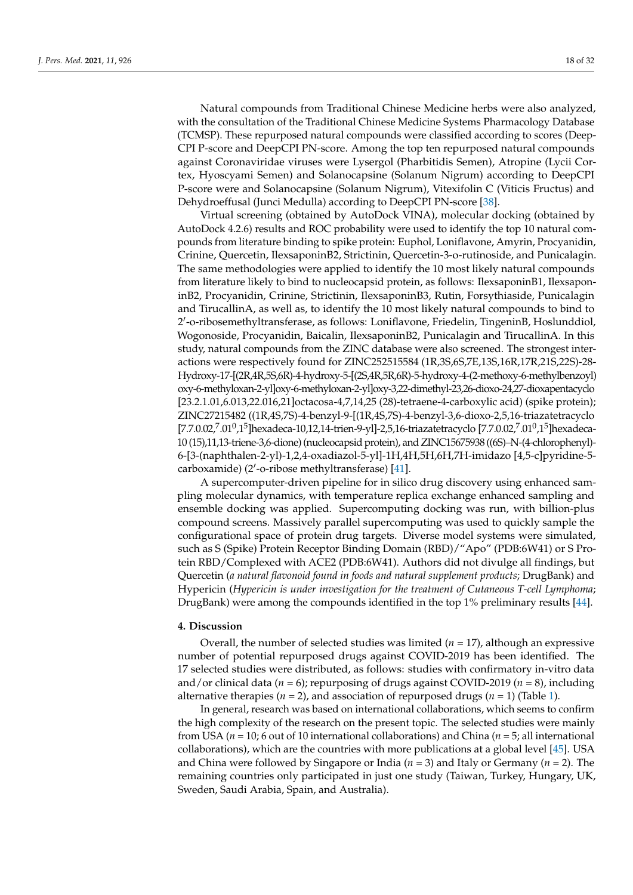Natural compounds from Traditional Chinese Medicine herbs were also analyzed, with the consultation of the Traditional Chinese Medicine Systems Pharmacology Database (TCMSP). These repurposed natural compounds were classified according to scores (DeepCPI P-score and DeepCPI PN-score. Among the top ten repurposed natural compounds against Coronaviridae viruses were Lysergol (Pharbitidis Semen), Atropine (Lycii Cortex, Hyoscyami Semen) and Solanocapsine (Solanum Nigrum) according to DeepCPI P-score were and Solanocapsine (Solanum Nigrum), Vitexifolin C (Viticis Fructus) and Dehydroeffusal (Junci Medulla) according to DeepCPI PN-score [38].

Virtual screening (obtained by AutoDock VINA), molecular docking (obtained by AutoDock 4.2.6) results and ROC probability were used to identify the top 10 natural compounds from literature binding to spike protein: Euphol, Loniflavone, Amyrin, Procyanidin, Crinine, Quercetin, IlexsaponinB2, Strictinin, Quercetin-3-o-rutinoside, and Punicalagin. The same methodologies were applied to identify the 10 most likely natural compounds from literature likely to bind to nucleocapsid protein, as follows: IlexsaponinB1, IlexsaponinB2, Procyanidin, Crinine, Strictinin, IlexsaponinB3, Rutin, Forsythiaside, Punicalagin and TirucallinA, as well as, to identify the 10 most likely natural compounds to bind to 2′-o-ribosemethyltransferase, as follows: Loniflavone, Friedelin, TingeninB, Hoslunddiol, Wogonoside, Procyanidin, Baicalin, IlexsaponinB2, Punicalagin and TirucallinA. In this study, natural compounds from the ZINC database were also screened. The strongest interactions were respectively found for ZINC252515584 (1R,3S,6S,7E,13S,16R,17R,21S,22S)-28-Hydroxy-17-[(2R,4R,5S,6R)-4-hydroxy-5-[(2S,4R,5R,6R)-5-hydroxy-4-(2-methoxy-6-methylbenzoyl) oxy-6-methyloxan-2-yl]oxy-6-methyloxan-2-yl]oxy-3,22-dimethyl-23,26-dioxo-24,27-dioxapentacyclo [23.2.1.01,6.013,22.016,21]octacosa-4,7,14,25 (28)-tetraene-4-carboxylic acid) (spike protein); ZINC27215482 ((1R,4S,7S)-4-benzyl-9-[(1R,4S,7S)-4-benzyl-3,6-dioxo-2,5,16-triazatetracyclo [7.7.0.02,$^{7}$.01$^{0}$,1$^{5}$]hexadeca-10,12,14-trien-9-yl]-2,5,16-triazatetracyclo [7.7.0.02,$^{7}$.01$^{0}$,1$^{5}$]hexadeca-10 (15),11,13-triene-3,6-dione) (nucleocapsid protein), and ZINC15675938 ((6S)–N-(4-chlorophenyl)-6-[3-(naphthalen-2-yl)-1,2,4-oxadiazol-5-yl]-1H,4H,5H,6H,7H-imidazo [4,5-c]pyridine-5-carboxamide) (2′-o-ribose methyltransferase) [41].

A supercomputer-driven pipeline for in silico drug discovery using enhanced sampling molecular dynamics, with temperature replica exchange enhanced sampling and ensemble docking was applied. Supercomputing docking was run, with billion-plus compound screens. Massively parallel supercomputing was used to quickly sample the configurational space of protein drug targets. Diverse model systems were simulated, such as S (Spike) Protein Receptor Binding Domain (RBD)/"Apo" (PDB:6W41) or S Protein RBD/Complexed with ACE2 (PDB:6W41). Authors did not divulge all findings, but Quercetin (*a natural flavonoid found in foods and natural supplement products*; DrugBank) and Hypericin (*Hypericin is under investigation for the treatment of Cutaneous T-cell Lymphoma*; DrugBank) were among the compounds identified in the top 1% preliminary results [44].

## 4. Discussion

Overall, the number of selected studies was limited (*n* = 17), although an expressive number of potential repurposed drugs against COVID-2019 has been identified. The 17 selected studies were distributed, as follows: studies with confirmatory in-vitro data and/or clinical data (*n* = 6); repurposing of drugs against COVID-2019 (*n* = 8), including alternative therapies (*n* = 2), and association of repurposed drugs (*n* = 1) (Table 1).

In general, research was based on international collaborations, which seems to confirm the high complexity of the research on the present topic. The selected studies were mainly from USA (*n* = 10; 6 out of 10 international collaborations) and China (*n* = 5; all international collaborations), which are the countries with more publications at a global level [45]. USA and China were followed by Singapore or India (*n* = 3) and Italy or Germany (*n* = 2). The remaining countries only participated in just one study (Taiwan, Turkey, Hungary, UK, Sweden, Saudi Arabia, Spain, and Australia).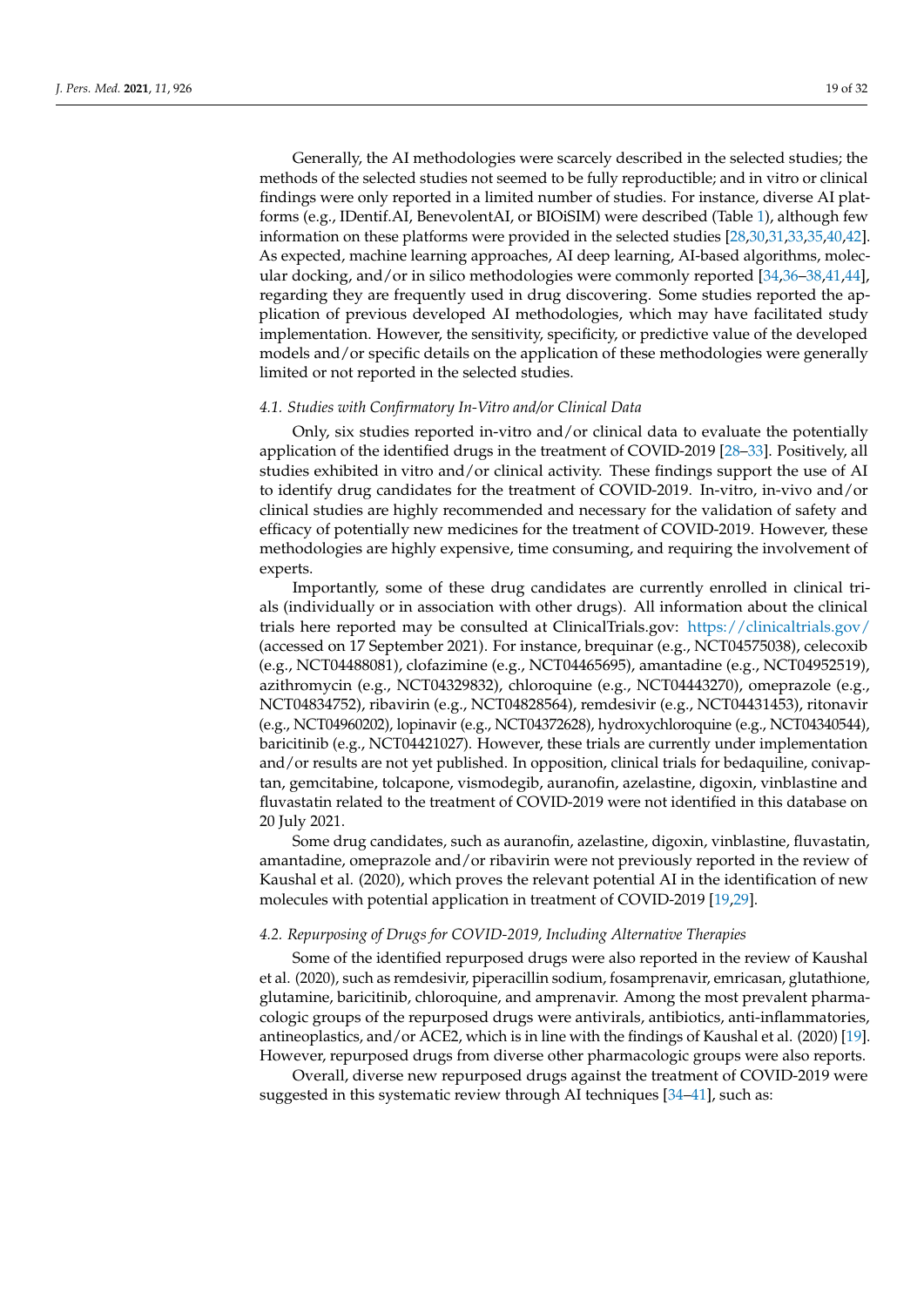Generally, the AI methodologies were scarcely described in the selected studies; the methods of the selected studies not seemed to be fully reproductible; and in vitro or clinical findings were only reported in a limited number of studies. For instance, diverse AI platforms (e.g., IDentif.AI, BenevolentAI, or BIOiSIM) were described (Table 1), although few information on these platforms were provided in the selected studies [28,30,31,33,35,40,42]. As expected, machine learning approaches, AI deep learning, AI-based algorithms, molecular docking, and/or in silico methodologies were commonly reported [34,36–38,41,44], regarding they are frequently used in drug discovering. Some studies reported the application of previous developed AI methodologies, which may have facilitated study implementation. However, the sensitivity, specificity, or predictive value of the developed models and/or specific details on the application of these methodologies were generally limited or not reported in the selected studies.

### *4.1. Studies with Confirmatory In-Vitro and/or Clinical Data*

Only, six studies reported in-vitro and/or clinical data to evaluate the potentially application of the identified drugs in the treatment of COVID-2019 [28–33]. Positively, all studies exhibited in vitro and/or clinical activity. These findings support the use of AI to identify drug candidates for the treatment of COVID-2019. In-vitro, in-vivo and/or clinical studies are highly recommended and necessary for the validation of safety and efficacy of potentially new medicines for the treatment of COVID-2019. However, these methodologies are highly expensive, time consuming, and requiring the involvement of experts.

Importantly, some of these drug candidates are currently enrolled in clinical trials (individually or in association with other drugs). All information about the clinical trials here reported may be consulted at ClinicalTrials.gov: https://clinicaltrials.gov/ (accessed on 17 September 2021). For instance, brequinar (e.g., NCT04575038), celecoxib (e.g., NCT04488081), clofazimine (e.g., NCT04465695), amantadine (e.g., NCT04952519), azithromycin (e.g., NCT04329832), chloroquine (e.g., NCT04443270), omeprazole (e.g., NCT04834752), ribavirin (e.g., NCT04828564), remdesivir (e.g., NCT04431453), ritonavir (e.g., NCT04960202), lopinavir (e.g., NCT04372628), hydroxychloroquine (e.g., NCT04340544), baricitinib (e.g., NCT04421027). However, these trials are currently under implementation and/or results are not yet published. In opposition, clinical trials for bedaquiline, conivaptan, gemcitabine, tolcapone, vismodegib, auranofin, azelastine, digoxin, vinblastine and fluvastatin related to the treatment of COVID-2019 were not identified in this database on 20 July 2021.

Some drug candidates, such as auranofin, azelastine, digoxin, vinblastine, fluvastatin, amantadine, omeprazole and/or ribavirin were not previously reported in the review of Kaushal et al. (2020), which proves the relevant potential AI in the identification of new molecules with potential application in treatment of COVID-2019 [19,29].

### *4.2. Repurposing of Drugs for COVID-2019, Including Alternative Therapies*

Some of the identified repurposed drugs were also reported in the review of Kaushal et al. (2020), such as remdesivir, piperacillin sodium, fosamprenavir, emricasan, glutathione, glutamine, baricitinib, chloroquine, and amprenavir. Among the most prevalent pharmacologic groups of the repurposed drugs were antivirals, antibiotics, anti-inflammatories, antineoplastics, and/or ACE2, which is in line with the findings of Kaushal et al. (2020) [19]. However, repurposed drugs from diverse other pharmacologic groups were also reports.

Overall, diverse new repurposed drugs against the treatment of COVID-2019 were suggested in this systematic review through AI techniques [34–41], such as: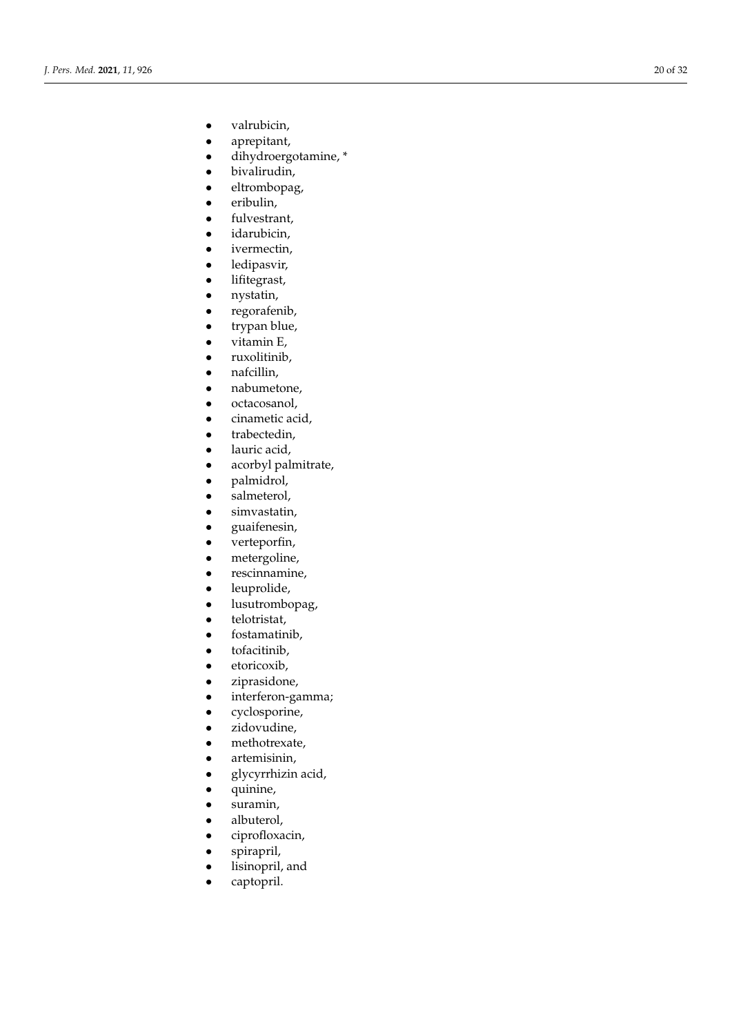- valrubicin,
- aprepitant,
- dihydroergotamine, *
- bivalirudin,
- eltrombopag,
- eribulin,
- fulvestrant,
- idarubicin,
- ivermectin,
- ledipasvir,
- lifitegrast,
- nystatin,
- regorafenib,
- trypan blue,
- vitamin E,
- ruxolitinib,
- nafcillin,
- nabumetone,
- octacosanol,
- cinametic acid,
- trabectedin,
- lauric acid,
- acorbyl palmitrate,
- palmidrol,
- salmeterol,
- simvastatin,
- guaifenesin,
- verteporfin,
- metergoline,
- rescinnamine,
- leuprolide,
- lusutrombopag,
- telotristat,
- fostamatinib,
- tofacitinib,
- etoricoxib,
- ziprasidone,
- interferon-gamma;
- cyclosporine,
- zidovudine,
- methotrexate,
- artemisinin,
- glycyrrhizin acid,
- quinine,
- suramin,
- albuterol,
- ciprofloxacin,
- spirapril,
- lisinopril, and
- captopril.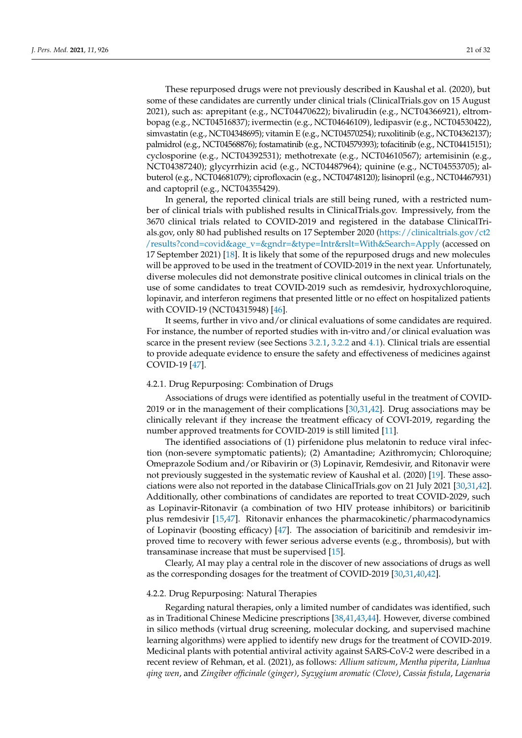These repurposed drugs were not previously described in Kaushal et al. (2020), but some of these candidates are currently under clinical trials (ClinicalTrials.gov on 15 August 2021), such as: aprepitant (e.g., NCT04470622); bivalirudin (e.g., NCT04366921), eltrombopag (e.g., NCT04516837); ivermectin (e.g., NCT04646109), ledipasvir (e.g., NCT04530422), simvastatin (e.g., NCT04348695); vitamin E (e.g., NCT04570254); ruxolitinib (e.g., NCT04362137); palmidrol (e.g., NCT04568876); fostamatinib (e.g., NCT04579393); tofacitinib (e.g., NCT04415151); cyclosporine (e.g., NCT04392531); methotrexate (e.g., NCT04610567); artemisinin (e.g., NCT04387240); glycyrrhizin acid (e.g., NCT04487964); quinine (e.g., NCT04553705); albuterol (e.g., NCT04681079); ciprofloxacin (e.g., NCT04748120); lisinopril (e.g., NCT04467931) and captopril (e.g., NCT04355429).

In general, the reported clinical trials are still being runed, with a restricted number of clinical trials with published results in ClinicalTrials.gov. Impressively, from the 3670 clinical trials related to COVID-2019 and registered in the database ClinicalTrials.gov, only 80 had published results on 17 September 2020 (https://clinicaltrials.gov/ct2/results?cond=covid&age_v=&gndr=&type=Intr&rslt=With&Search=Apply (accessed on 17 September 2021) [18]. It is likely that some of the repurposed drugs and new molecules will be approved to be used in the treatment of COVID-2019 in the next year. Unfortunately, diverse molecules did not demonstrate positive clinical outcomes in clinical trials on the use of some candidates to treat COVID-2019 such as remdesivir, hydroxychloroquine, lopinavir, and interferon regimens that presented little or no effect on hospitalized patients with COVID-19 (NCT04315948) [46].

It seems, further in vivo and/or clinical evaluations of some candidates are required. For instance, the number of reported studies with in-vitro and/or clinical evaluation was scarce in the present review (see Sections 3.2.1, 3.2.2 and 4.1). Clinical trials are essential to provide adequate evidence to ensure the safety and effectiveness of medicines against COVID-19 [47].

#### 4.2.1. Drug Repurposing: Combination of Drugs

Associations of drugs were identified as potentially useful in the treatment of COVID-2019 or in the management of their complications [30,31,42]. Drug associations may be clinically relevant if they increase the treatment efficacy of COVI-2019, regarding the number approved treatments for COVID-2019 is still limited [11].

The identified associations of (1) pirfenidone plus melatonin to reduce viral infection (non-severe symptomatic patients); (2) Amantadine; Azithromycin; Chloroquine; Omeprazole Sodium and/or Ribavirin or (3) Lopinavir, Remdesivir, and Ritonavir were not previously suggested in the systematic review of Kaushal et al. (2020) [19]. These associations were also not reported in the database ClinicalTrials.gov on 21 July 2021 [30,31,42]. Additionally, other combinations of candidates are reported to treat COVID-2029, such as Lopinavir-Ritonavir (a combination of two HIV protease inhibitors) or baricitinib plus remdesivir [15,47]. Ritonavir enhances the pharmacokinetic/pharmacodynamics of Lopinavir (boosting efficacy) [47]. The association of baricitinib and remdesivir improved time to recovery with fewer serious adverse events (e.g., thrombosis), but with transaminase increase that must be supervised [15].

Clearly, AI may play a central role in the discover of new associations of drugs as well as the corresponding dosages for the treatment of COVID-2019 [30,31,40,42].

#### 4.2.2. Drug Repurposing: Natural Therapies

Regarding natural therapies, only a limited number of candidates was identified, such as in Traditional Chinese Medicine prescriptions [38,41,43,44]. However, diverse combined in silico methods (virtual drug screening, molecular docking, and supervised machine learning algorithms) were applied to identify new drugs for the treatment of COVID-2019. Medicinal plants with potential antiviral activity against SARS-CoV-2 were described in a recent review of Rehman, et al. (2021), as follows: *Allium sativum*, *Mentha piperita*, *Lianhua qing wen*, and *Zingiber officinale (ginger)*, *Syzygium aromatic (Clove)*, *Cassia fistula*, *Lagenaria*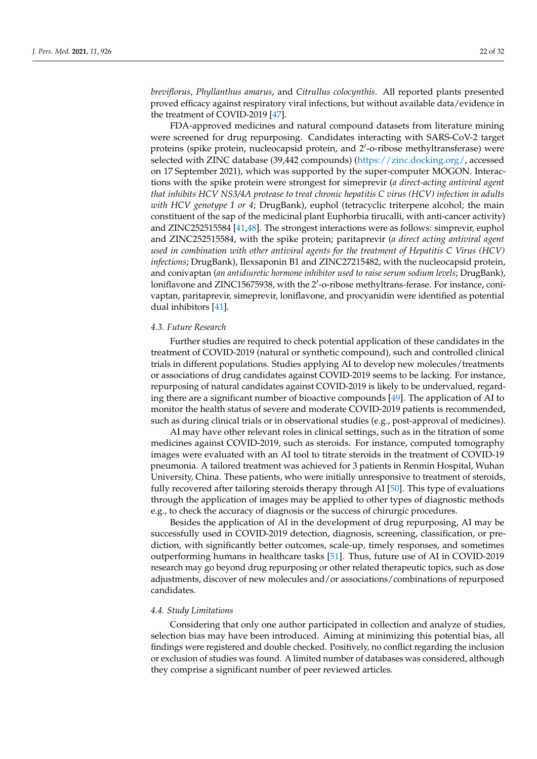*breviflorus*, *Phyllanthus amarus*, and *Citrullus colocynthis*. All reported plants presented proved efficacy against respiratory viral infections, but without available data/evidence in the treatment of COVID-2019 [47].

FDA-approved medicines and natural compound datasets from literature mining were screened for drug repurposing. Candidates interacting with SARS-CoV-2 target proteins (spike protein, nucleocapsid protein, and 2′-o-ribose methyltransferase) were selected with ZINC database (39,442 compounds) (https://zinc.docking.org/, accessed on 17 September 2021), which was supported by the super-computer MOGON. Interactions with the spike protein were strongest for simeprevir (*a direct-acting antiviral agent that inhibits HCV NS3/4A protease to treat chronic hepatitis C virus (HCV) infection in adults with HCV genotype 1 or 4*; DrugBank), euphol (tetracyclic triterpene alcohol; the main constituent of the sap of the medicinal plant Euphorbia tirucalli, with anti-cancer activity) and ZINC252515584 [41,48]. The strongest interactions were as follows: simprevir, euphol and ZINC252515584, with the spike protein; paritaprevir (*a direct acting antiviral agent used in combination with other antiviral agents for the treatment of Hepatitis C Virus (HCV) infections*; DrugBank), Ilexsaponin B1 and ZINC27215482, with the nucleocapsid protein, and conivaptan (*an antidiuretic hormone inhibitor used to raise serum sodium levels*; DrugBank), loniflavone and ZINC15675938, with the 2′-o-ribose methyltrans-ferase. For instance, conivaptan, paritaprevir, simeprevir, loniflavone, and procyanidin were identified as potential dual inhibitors [41].

### 4.3. Future Research

Further studies are required to check potential application of these candidates in the treatment of COVID-2019 (natural or synthetic compound), such and controlled clinical trials in different populations. Studies applying AI to develop new molecules/treatments or associations of drug candidates against COVID-2019 seems to be lacking. For instance, repurposing of natural candidates against COVID-2019 is likely to be undervalued, regarding there are a significant number of bioactive compounds [49]. The application of AI to monitor the health status of severe and moderate COVID-2019 patients is recommended, such as during clinical trials or in observational studies (e.g., post-approval of medicines).

AI may have other relevant roles in clinical settings, such as in the titration of some medicines against COVID-2019, such as steroids. For instance, computed tomography images were evaluated with an AI tool to titrate steroids in the treatment of COVID-19 pneumonia. A tailored treatment was achieved for 3 patients in Renmin Hospital, Wuhan University, China. These patients, who were initially unresponsive to treatment of steroids, fully recovered after tailoring steroids therapy through AI [50]. This type of evaluations through the application of images may be applied to other types of diagnostic methods e.g., to check the accuracy of diagnosis or the success of chirurgic procedures.

Besides the application of AI in the development of drug repurposing, AI may be successfully used in COVID-2019 detection, diagnosis, screening, classification, or prediction, with significantly better outcomes, scale-up, timely responses, and sometimes outperforming humans in healthcare tasks [51]. Thus, future use of AI in COVID-2019 research may go beyond drug repurposing or other related therapeutic topics, such as dose adjustments, discover of new molecules and/or associations/combinations of repurposed candidates.

### 4.4. Study Limitations

Considering that only one author participated in collection and analyze of studies, selection bias may have been introduced. Aiming at minimizing this potential bias, all findings were registered and double checked. Positively, no conflict regarding the inclusion or exclusion of studies was found. A limited number of databases was considered, although they comprise a significant number of peer reviewed articles.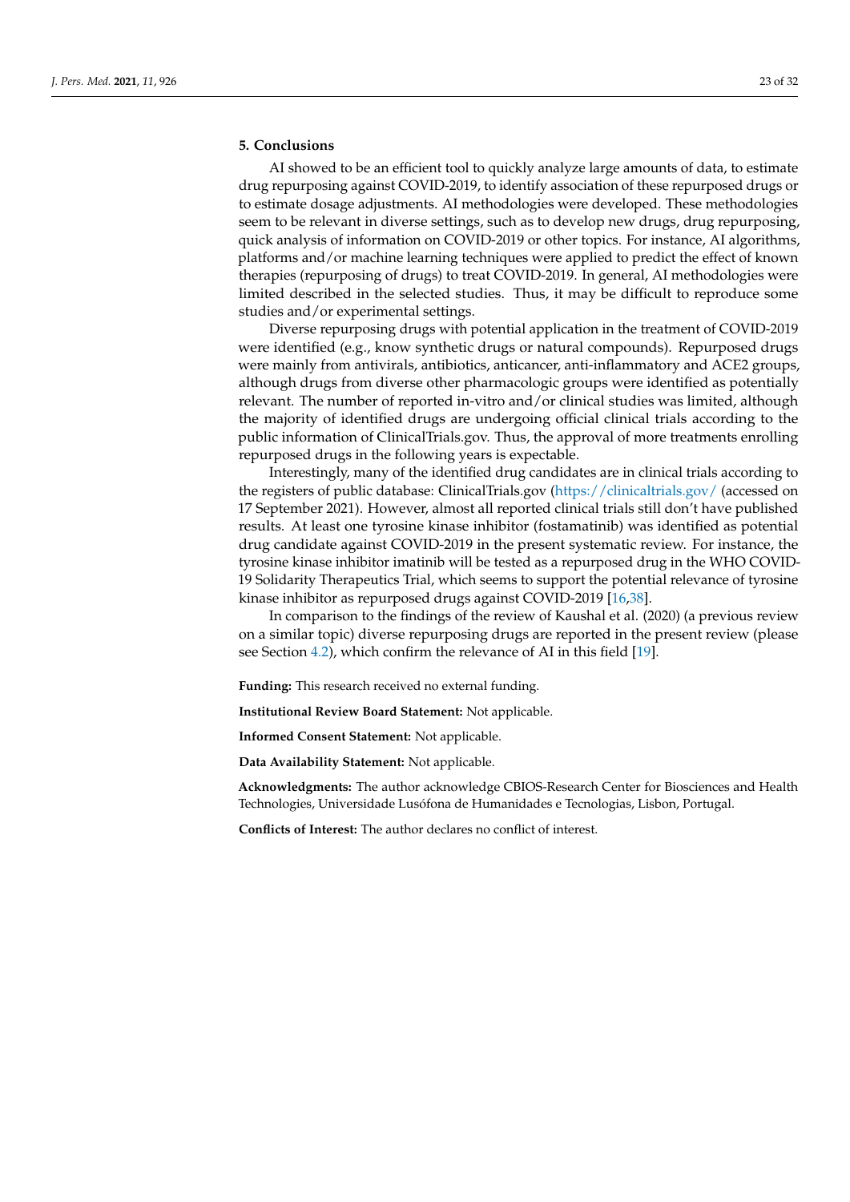## 5. Conclusions

AI showed to be an efficient tool to quickly analyze large amounts of data, to estimate drug repurposing against COVID-2019, to identify association of these repurposed drugs or to estimate dosage adjustments. AI methodologies were developed. These methodologies seem to be relevant in diverse settings, such as to develop new drugs, drug repurposing, quick analysis of information on COVID-2019 or other topics. For instance, AI algorithms, platforms and/or machine learning techniques were applied to predict the effect of known therapies (repurposing of drugs) to treat COVID-2019. In general, AI methodologies were limited described in the selected studies. Thus, it may be difficult to reproduce some studies and/or experimental settings.

Diverse repurposing drugs with potential application in the treatment of COVID-2019 were identified (e.g., know synthetic drugs or natural compounds). Repurposed drugs were mainly from antivirals, antibiotics, anticancer, anti-inflammatory and ACE2 groups, although drugs from diverse other pharmacologic groups were identified as potentially relevant. The number of reported in-vitro and/or clinical studies was limited, although the majority of identified drugs are undergoing official clinical trials according to the public information of ClinicalTrials.gov. Thus, the approval of more treatments enrolling repurposed drugs in the following years is expectable.

Interestingly, many of the identified drug candidates are in clinical trials according to the registers of public database: ClinicalTrials.gov (https://clinicaltrials.gov/ (accessed on 17 September 2021). However, almost all reported clinical trials still don't have published results. At least one tyrosine kinase inhibitor (fostamatinib) was identified as potential drug candidate against COVID-2019 in the present systematic review. For instance, the tyrosine kinase inhibitor imatinib will be tested as a repurposed drug in the WHO COVID-19 Solidarity Therapeutics Trial, which seems to support the potential relevance of tyrosine kinase inhibitor as repurposed drugs against COVID-2019 [16,38].

In comparison to the findings of the review of Kaushal et al. (2020) (a previous review on a similar topic) diverse repurposing drugs are reported in the present review (please see Section 4.2), which confirm the relevance of AI in this field [19].

**Funding:** This research received no external funding.

**Institutional Review Board Statement:** Not applicable.

**Informed Consent Statement:** Not applicable.

**Data Availability Statement:** Not applicable.

**Acknowledgments:** The author acknowledge CBIOS-Research Center for Biosciences and Health Technologies, Universidade Lusófona de Humanidades e Tecnologias, Lisbon, Portugal.

**Conflicts of Interest:** The author declares no conflict of interest.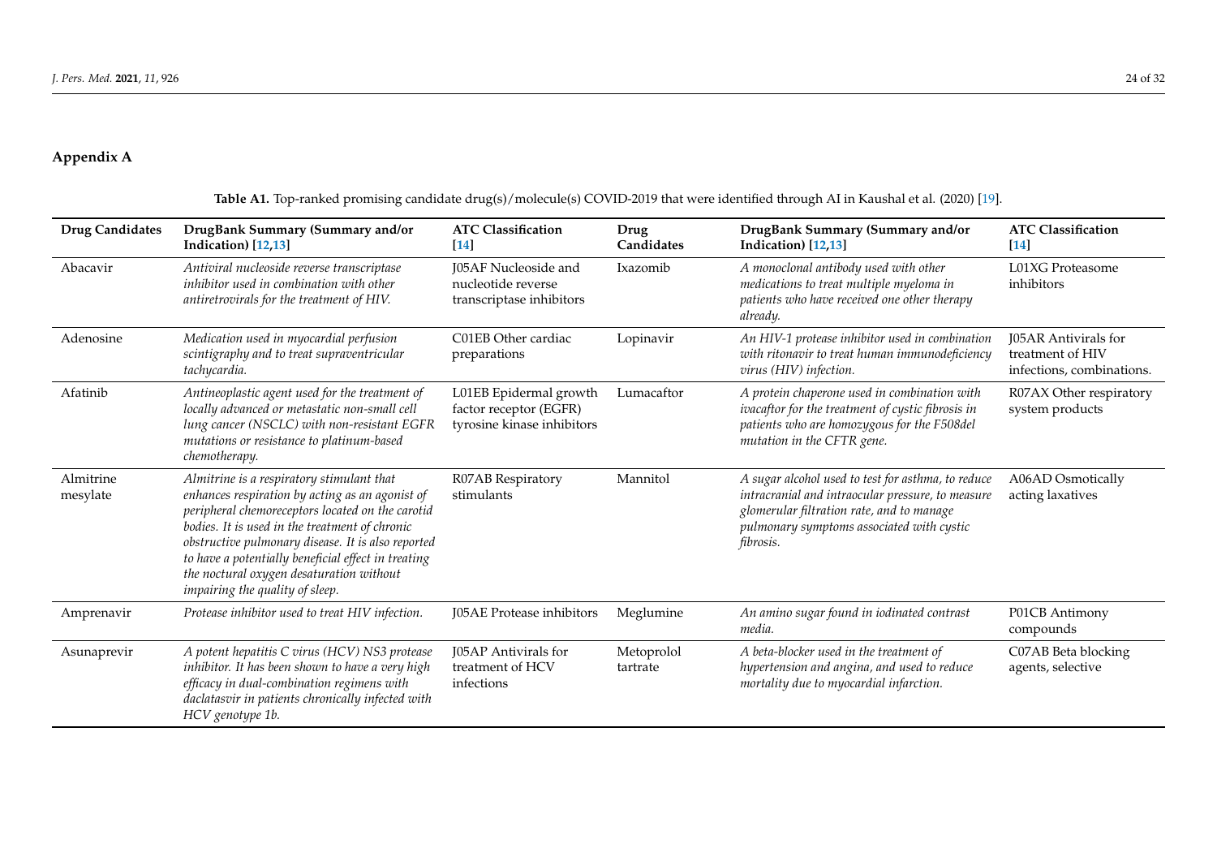## Appendix A

**Table A1.** Top-ranked promising candidate drug(s)/molecule(s) COVID-2019 that were identified through AI in Kaushal et al. (2020) [19].

| Drug Candidates | DrugBank Summary (Summary and/or Indication) [12,13] | ATC Classification [14] | Drug Candidates | DrugBank Summary (Summary and/or Indication) [12,13] | ATC Classification [14] |
|---|---|---|---|---|---|
| Abacavir | *Antiviral nucleoside reverse transcriptase inhibitor used in combination with other antiretrovirals for the treatment of HIV.* | J05AF Nucleoside and nucleotide reverse transcriptase inhibitors | Ixazomib | *A monoclonal antibody used with other medications to treat multiple myeloma in patients who have received one other therapy already.* | L01XG Proteasome inhibitors |
| Adenosine | *Medication used in myocardial perfusion scintigraphy and to treat supraventricular tachycardia.* | C01EB Other cardiac preparations | Lopinavir | *An HIV-1 protease inhibitor used in combination with ritonavir to treat human immunodeficiency virus (HIV) infection.* | J05AR Antivirals for treatment of HIV infections, combinations. |
| Afatinib | *Antineoplastic agent used for the treatment of locally advanced or metastatic non-small cell lung cancer (NSCLC) with non-resistant EGFR mutations or resistance to platinum-based chemotherapy.* | L01EB Epidermal growth factor receptor (EGFR) tyrosine kinase inhibitors | Lumacaftor | *A protein chaperone used in combination with ivacaftor for the treatment of cystic fibrosis in patients who are homozygous for the F508del mutation in the CFTR gene.* | R07AX Other respiratory system products |
| Almitrine mesylate | *Almitrine is a respiratory stimulant that enhances respiration by acting as an agonist of peripheral chemoreceptors located on the carotid bodies. It is used in the treatment of chronic obstructive pulmonary disease. It is also reported to have a potentially beneficial effect in treating the noctural oxygen desaturation without impairing the quality of sleep.* | R07AB Respiratory stimulants | Mannitol | *A sugar alcohol used to test for asthma, to reduce intracranial and intraocular pressure, to measure glomerular filtration rate, and to manage pulmonary symptoms associated with cystic fibrosis.* | A06AD Osmotically acting laxatives |
| Amprenavir | *Protease inhibitor used to treat HIV infection.* | J05AE Protease inhibitors | Meglumine | *An amino sugar found in iodinated contrast media.* | P01CB Antimony compounds |
| Asunaprevir | *A potent hepatitis C virus (HCV) NS3 protease inhibitor. It has been shown to have a very high efficacy in dual-combination regimens with daclatasvir in patients chronically infected with HCV genotype 1b.* | J05AP Antivirals for treatment of HCV infections | Metoprolol tartrate | *A beta-blocker used in the treatment of hypertension and angina, and used to reduce mortality due to myocardial infarction.* | C07AB Beta blocking agents, selective |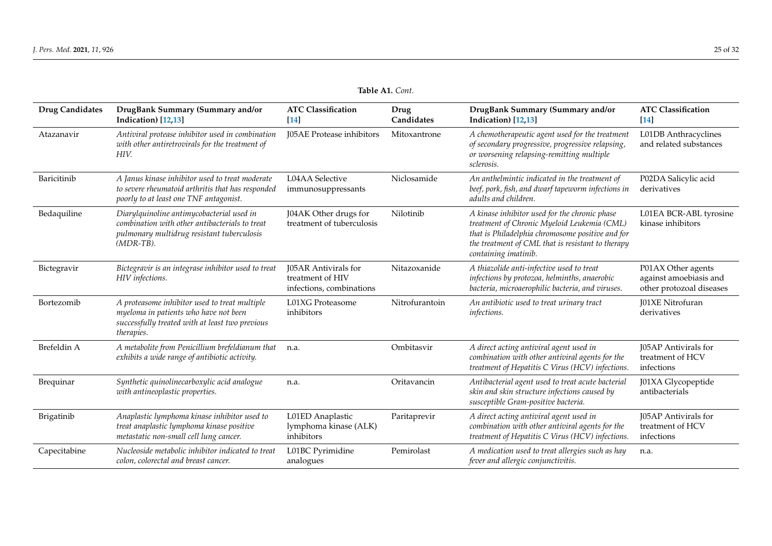**Table A1.** *Cont.*

| Drug Candidates | DrugBank Summary (Summary and/or Indication) [12,13] | ATC Classification [14] | Drug Candidates | DrugBank Summary (Summary and/or Indication) [12,13] | ATC Classification [14] |
|---|---|---|---|---|---|
| Atazanavir | *Antiviral protease inhibitor used in combination with other antiretrovirals for the treatment of HIV.* | J05AE Protease inhibitors | Mitoxantrone | *A chemotherapeutic agent used for the treatment of secondary progressive, progressive relapsing, or worsening relapsing-remitting multiple sclerosis.* | L01DB Anthracyclines and related substances |
| Baricitinib | *A Janus kinase inhibitor used to treat moderate to severe rheumatoid arthritis that has responded poorly to at least one TNF antagonist.* | L04AA Selective immunosuppressants | Niclosamide | *An anthelmintic indicated in the treatment of beef, pork, fish, and dwarf tapeworm infections in adults and children.* | P02DA Salicylic acid derivatives |
| Bedaquiline | *Diarylquinoline antimycobacterial used in combination with other antibacterials to treat pulmonary multidrug resistant tuberculosis (MDR-TB).* | J04AK Other drugs for treatment of tuberculosis | Nilotinib | *A kinase inhibitor used for the chronic phase treatment of Chronic Myeloid Leukemia (CML) that is Philadelphia chromosome positive and for the treatment of CML that is resistant to therapy containing imatinib.* | L01EA BCR-ABL tyrosine kinase inhibitors |
| Bictegravir | *Bictegravir is an integrase inhibitor used to treat HIV infections.* | J05AR Antivirals for treatment of HIV infections, combinations | Nitazoxanide | *A thiazolide anti-infective used to treat infections by protozoa, helminths, anaerobic bacteria, microaerophilic bacteria, and viruses.* | P01AX Other agents against amoebiasis and other protozoal diseases |
| Bortezomib | *A proteasome inhibitor used to treat multiple myeloma in patients who have not been successfully treated with at least two previous therapies.* | L01XG Proteasome inhibitors | Nitrofurantoin | *An antibiotic used to treat urinary tract infections.* | J01XE Nitrofuran derivatives |
| Brefeldin A | *A metabolite from Penicillium brefeldianum that exhibits a wide range of antibiotic activity.* | n.a. | Ombitasvir | *A direct acting antiviral agent used in combination with other antiviral agents for the treatment of Hepatitis C Virus (HCV) infections.* | J05AP Antivirals for treatment of HCV infections |
| Brequinar | *Synthetic quinolinecarboxylic acid analogue with antineoplastic properties.* | n.a. | Oritavancin | *Antibacterial agent used to treat acute bacterial skin and skin structure infections caused by susceptible Gram-positive bacteria.* | J01XA Glycopeptide antibacterials |
| Brigatinib | *Anaplastic lymphoma kinase inhibitor used to treat anaplastic lymphoma kinase positive metastatic non-small cell lung cancer.* | L01ED Anaplastic lymphoma kinase (ALK) inhibitors | Paritaprevir | *A direct acting antiviral agent used in combination with other antiviral agents for the treatment of Hepatitis C Virus (HCV) infections.* | J05AP Antivirals for treatment of HCV infections |
| Capecitabine | *Nucleoside metabolic inhibitor indicated to treat colon, colorectal and breast cancer.* | L01BC Pyrimidine analogues | Pemirolast | *A medication used to treat allergies such as hay fever and allergic conjunctivitis.* | n.a. |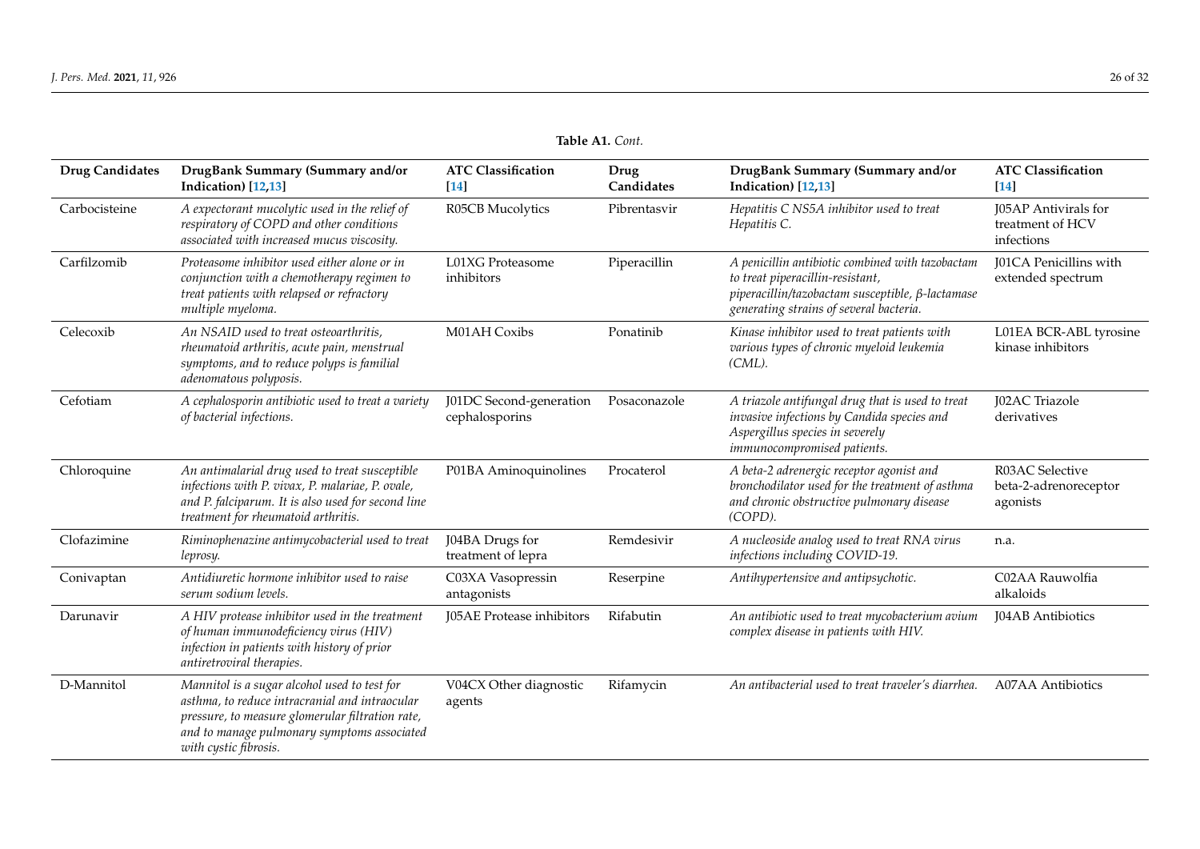**Table A1.** *Cont.*

| Drug Candidates | DrugBank Summary (Summary and/or Indication) [12,13] | ATC Classification [14] | Drug Candidates | DrugBank Summary (Summary and/or Indication) [12,13] | ATC Classification [14] |
|---|---|---|---|---|---|
| Carbocisteine | *A expectorant mucolytic used in the relief of respiratory of COPD and other conditions associated with increased mucus viscosity.* | R05CB Mucolytics | Pibrentasvir | *Hepatitis C NS5A inhibitor used to treat Hepatitis C.* | J05AP Antivirals for treatment of HCV infections |
| Carfilzomib | *Proteasome inhibitor used either alone or in conjunction with a chemotherapy regimen to treat patients with relapsed or refractory multiple myeloma.* | L01XG Proteasome inhibitors | Piperacillin | *A penicillin antibiotic combined with tazobactam to treat piperacillin-resistant, piperacillin/tazobactam susceptible, β-lactamase generating strains of several bacteria.* | J01CA Penicillins with extended spectrum |
| Celecoxib | *An NSAID used to treat osteoarthritis, rheumatoid arthritis, acute pain, menstrual symptoms, and to reduce polyps is familial adenomatous polyposis.* | M01AH Coxibs | Ponatinib | *Kinase inhibitor used to treat patients with various types of chronic myeloid leukemia (CML).* | L01EA BCR-ABL tyrosine kinase inhibitors |
| Cefotiam | *A cephalosporin antibiotic used to treat a variety of bacterial infections.* | J01DC Second-generation cephalosporins | Posaconazole | *A triazole antifungal drug that is used to treat invasive infections by Candida species and Aspergillus species in severely immunocompromised patients.* | J02AC Triazole derivatives |
| Chloroquine | *An antimalarial drug used to treat susceptible infections with P. vivax, P. malariae, P. ovale, and P. falciparum. It is also used for second line treatment for rheumatoid arthritis.* | P01BA Aminoquinolines | Procaterol | *A beta-2 adrenergic receptor agonist and bronchodilator used for the treatment of asthma and chronic obstructive pulmonary disease (COPD).* | R03AC Selective beta-2-adrenoreceptor agonists |
| Clofazimine | *Riminophenazine antimycobacterial used to treat leprosy.* | J04BA Drugs for treatment of lepra | Remdesivir | *A nucleoside analog used to treat RNA virus infections including COVID-19.* | n.a. |
| Conivaptan | *Antidiuretic hormone inhibitor used to raise serum sodium levels.* | C03XA Vasopressin antagonists | Reserpine | *Antihypertensive and antipsychotic.* | C02AA Rauwolfia alkaloids |
| Darunavir | *A HIV protease inhibitor used in the treatment of human immunodeficiency virus (HIV) infection in patients with history of prior antiretroviral therapies.* | J05AE Protease inhibitors | Rifabutin | *An antibiotic used to treat mycobacterium avium complex disease in patients with HIV.* | J04AB Antibiotics |
| D-Mannitol | *Mannitol is a sugar alcohol used to test for asthma, to reduce intracranial and intraocular pressure, to measure glomerular filtration rate, and to manage pulmonary symptoms associated with cystic fibrosis.* | V04CX Other diagnostic agents | Rifamycin | *An antibacterial used to treat traveler's diarrhea.* | A07AA Antibiotics |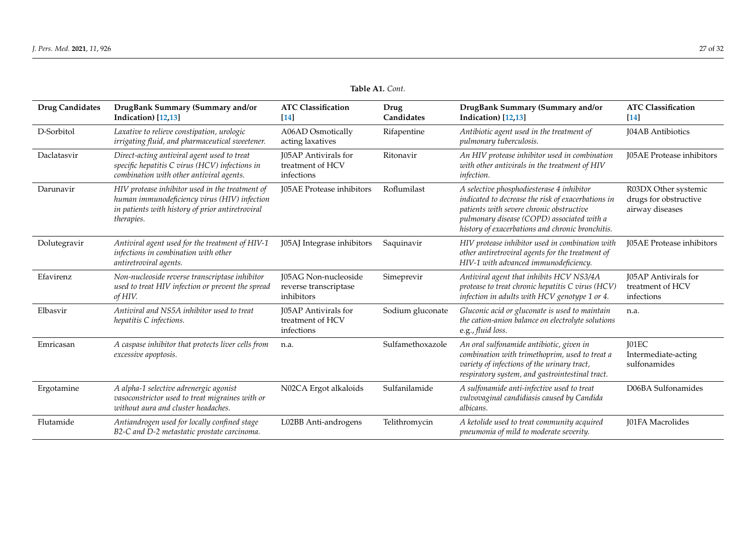**Table A1.** *Cont.*

| Drug Candidates | DrugBank Summary (Summary and/or Indication) [12,13] | ATC Classification [14] | Drug Candidates | DrugBank Summary (Summary and/or Indication) [12,13] | ATC Classification [14] |
|---|---|---|---|---|---|
| D-Sorbitol | *Laxative to relieve constipation, urologic irrigating fluid, and pharmaceutical sweetener.* | A06AD Osmotically acting laxatives | Rifapentine | *Antibiotic agent used in the treatment of pulmonary tuberculosis.* | J04AB Antibiotics |
| Daclatasvir | *Direct-acting antiviral agent used to treat specific hepatitis C virus (HCV) infections in combination with other antiviral agents.* | J05AP Antivirals for treatment of HCV infections | Ritonavir | *An HIV protease inhibitor used in combination with other antivirals in the treatment of HIV infection.* | J05AE Protease inhibitors |
| Darunavir | *HIV protease inhibitor used in the treatment of human immunodeficiency virus (HIV) infection in patients with history of prior antiretroviral therapies.* | J05AE Protease inhibitors | Roflumilast | *A selective phosphodiesterase 4 inhibitor indicated to decrease the risk of exacerbations in patients with severe chronic obstructive pulmonary disease (COPD) associated with a history of exacerbations and chronic bronchitis.* | R03DX Other systemic drugs for obstructive airway diseases |
| Dolutegravir | *Antiviral agent used for the treatment of HIV-1 infections in combination with other antiretroviral agents.* | J05AJ Integrase inhibitors | Saquinavir | *HIV protease inhibitor used in combination with other antiretroviral agents for the treatment of HIV-1 with advanced immunodeficiency.* | J05AE Protease inhibitors |
| Efavirenz | *Non-nucleoside reverse transcriptase inhibitor used to treat HIV infection or prevent the spread of HIV.* | J05AG Non-nucleoside reverse transcriptase inhibitors | Simeprevir | *Antiviral agent that inhibits HCV NS3/4A protease to treat chronic hepatitis C virus (HCV) infection in adults with HCV genotype 1 or 4.* | J05AP Antivirals for treatment of HCV infections |
| Elbasvir | *Antiviral and NS5A inhibitor used to treat hepatitis C infections.* | J05AP Antivirals for treatment of HCV infections | Sodium gluconate | *Gluconic acid or gluconate is used to maintain the cation-anion balance on electrolyte solutions* e.g., *fluid loss.* | n.a. |
| Emricasan | *A caspase inhibitor that protects liver cells from excessive apoptosis.* | n.a. | Sulfamethoxazole | *An oral sulfonamide antibiotic, given in combination with trimethoprim, used to treat a variety of infections of the urinary tract, respiratory system, and gastrointestinal tract.* | J01EC Intermediate-acting sulfonamides |
| Ergotamine | *A alpha-1 selective adrenergic agonist vasoconstrictor used to treat migraines with or without aura and cluster headaches.* | N02CA Ergot alkaloids | Sulfanilamide | *A sulfonamide anti-infective used to treat vulvovaginal candidiasis caused by Candida albicans.* | D06BA Sulfonamides |
| Flutamide | *Antiandrogen used for locally confined stage B2-C and D-2 metastatic prostate carcinoma.* | L02BB Anti-androgens | Telithromycin | *A ketolide used to treat community acquired pneumonia of mild to moderate severity.* | J01FA Macrolides |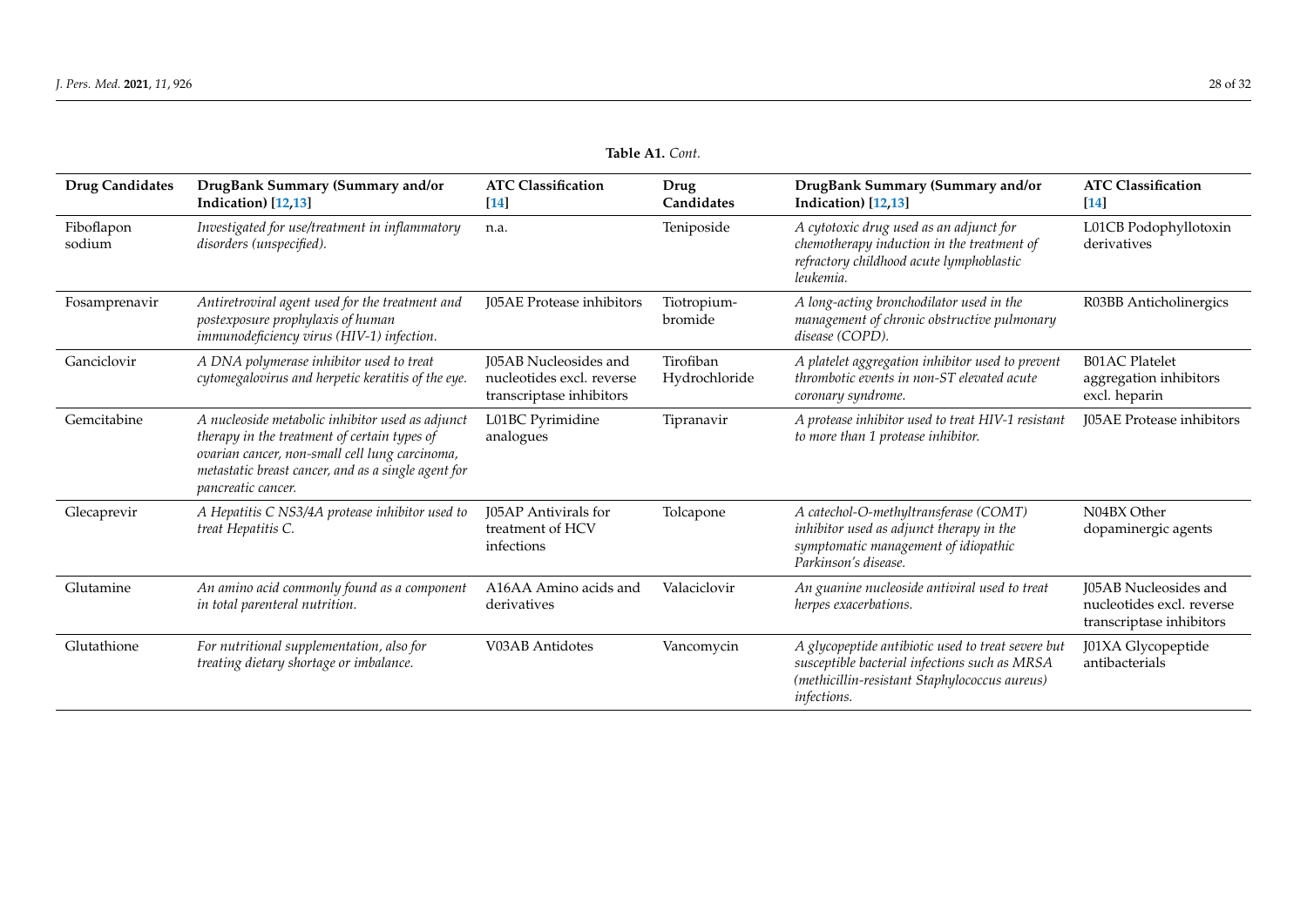**Table A1.** *Cont.*

| Drug Candidates | DrugBank Summary (Summary and/or Indication) [12,13] | ATC Classification [14] | Drug Candidates | DrugBank Summary (Summary and/or Indication) [12,13] | ATC Classification [14] |
|---|---|---|---|---|---|
| Fiboflapon sodium | *Investigated for use/treatment in inflammatory disorders (unspecified).* | n.a. | Teniposide | *A cytotoxic drug used as an adjunct for chemotherapy induction in the treatment of refractory childhood acute lymphoblastic leukemia.* | L01CB Podophyllotoxin derivatives |
| Fosamprenavir | *Antiretroviral agent used for the treatment and postexposure prophylaxis of human immunodeficiency virus (HIV-1) infection.* | J05AE Protease inhibitors | Tiotropium-bromide | *A long-acting bronchodilator used in the management of chronic obstructive pulmonary disease (COPD).* | R03BB Anticholinergics |
| Ganciclovir | *A DNA polymerase inhibitor used to treat cytomegalovirus and herpetic keratitis of the eye.* | J05AB Nucleosides and nucleotides excl. reverse transcriptase inhibitors | Tirofiban Hydrochloride | *A platelet aggregation inhibitor used to prevent thrombotic events in non-ST elevated acute coronary syndrome.* | B01AC Platelet aggregation inhibitors excl. heparin |
| Gemcitabine | *A nucleoside metabolic inhibitor used as adjunct therapy in the treatment of certain types of ovarian cancer, non-small cell lung carcinoma, metastatic breast cancer, and as a single agent for pancreatic cancer.* | L01BC Pyrimidine analogues | Tipranavir | *A protease inhibitor used to treat HIV-1 resistant to more than 1 protease inhibitor.* | J05AE Protease inhibitors |
| Glecaprevir | *A Hepatitis C NS3/4A protease inhibitor used to treat Hepatitis C.* | J05AP Antivirals for treatment of HCV infections | Tolcapone | *A catechol-O-methyltransferase (COMT) inhibitor used as adjunct therapy in the symptomatic management of idiopathic Parkinson's disease.* | N04BX Other dopaminergic agents |
| Glutamine | *An amino acid commonly found as a component in total parenteral nutrition.* | A16AA Amino acids and derivatives | Valaciclovir | *An guanine nucleoside antiviral used to treat herpes exacerbations.* | J05AB Nucleosides and nucleotides excl. reverse transcriptase inhibitors |
| Glutathione | *For nutritional supplementation, also for treating dietary shortage or imbalance.* | V03AB Antidotes | Vancomycin | *A glycopeptide antibiotic used to treat severe but susceptible bacterial infections such as MRSA (methicillin-resistant Staphylococcus aureus) infections.* | J01XA Glycopeptide antibacterials |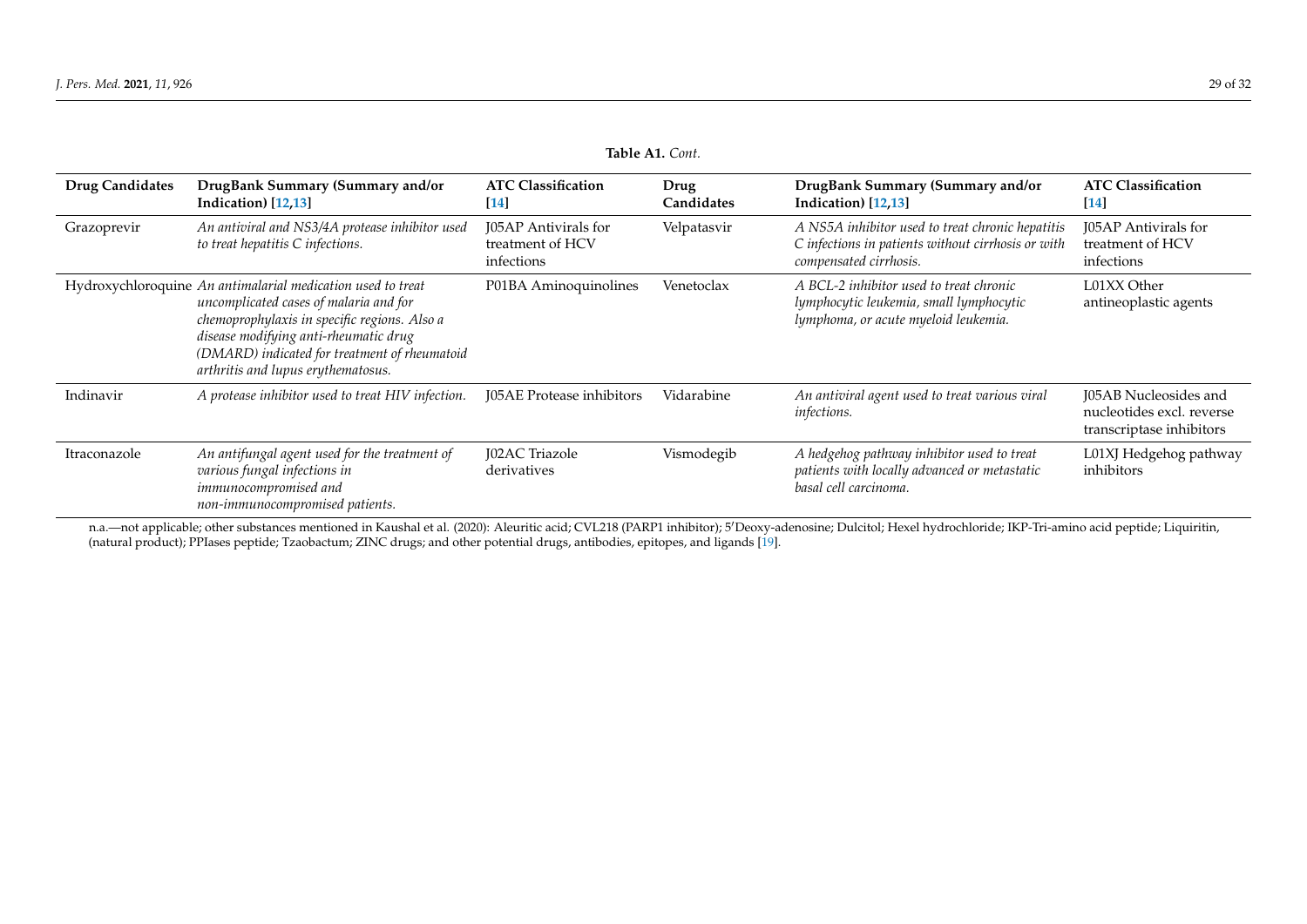**Table A1.** *Cont.*

| Drug Candidates | DrugBank Summary (Summary and/or Indication) [12,13] | ATC Classification [14] | Drug Candidates | DrugBank Summary (Summary and/or Indication) [12,13] | ATC Classification [14] |
|---|---|---|---|---|---|
| Grazoprevir | *An antiviral and NS3/4A protease inhibitor used to treat hepatitis C infections.* | J05AP Antivirals for treatment of HCV infections | Velpatasvir | *A NS5A inhibitor used to treat chronic hepatitis C infections in patients without cirrhosis or with compensated cirrhosis.* | J05AP Antivirals for treatment of HCV infections |
| Hydroxychloroquine | *An antimalarial medication used to treat uncomplicated cases of malaria and for chemoprophylaxis in specific regions. Also a disease modifying anti-rheumatic drug (DMARD) indicated for treatment of rheumatoid arthritis and lupus erythematosus.* | P01BA Aminoquinolines | Venetoclax | *A BCL-2 inhibitor used to treat chronic lymphocytic leukemia, small lymphocytic lymphoma, or acute myeloid leukemia.* | L01XX Other antineoplastic agents |
| Indinavir | *A protease inhibitor used to treat HIV infection.* | J05AE Protease inhibitors | Vidarabine | *An antiviral agent used to treat various viral infections.* | J05AB Nucleosides and nucleotides excl. reverse transcriptase inhibitors |
| Itraconazole | *An antifungal agent used for the treatment of various fungal infections in immunocompromised and non-immunocompromised patients.* | J02AC Triazole derivatives | Vismodegib | *A hedgehog pathway inhibitor used to treat patients with locally advanced or metastatic basal cell carcinoma.* | L01XJ Hedgehog pathway inhibitors |

n.a.—not applicable; other substances mentioned in Kaushal et al. (2020): Aleuritic acid; CVL218 (PARP1 inhibitor); 5′Deoxy-adenosine; Dulcitol; Hexel hydrochloride; IKP-Tri-amino acid peptide; Liquiritin, (natural product); PPIases peptide; Tzaobactum; ZINC drugs; and other potential drugs, antibodies, epitopes, and ligands [19].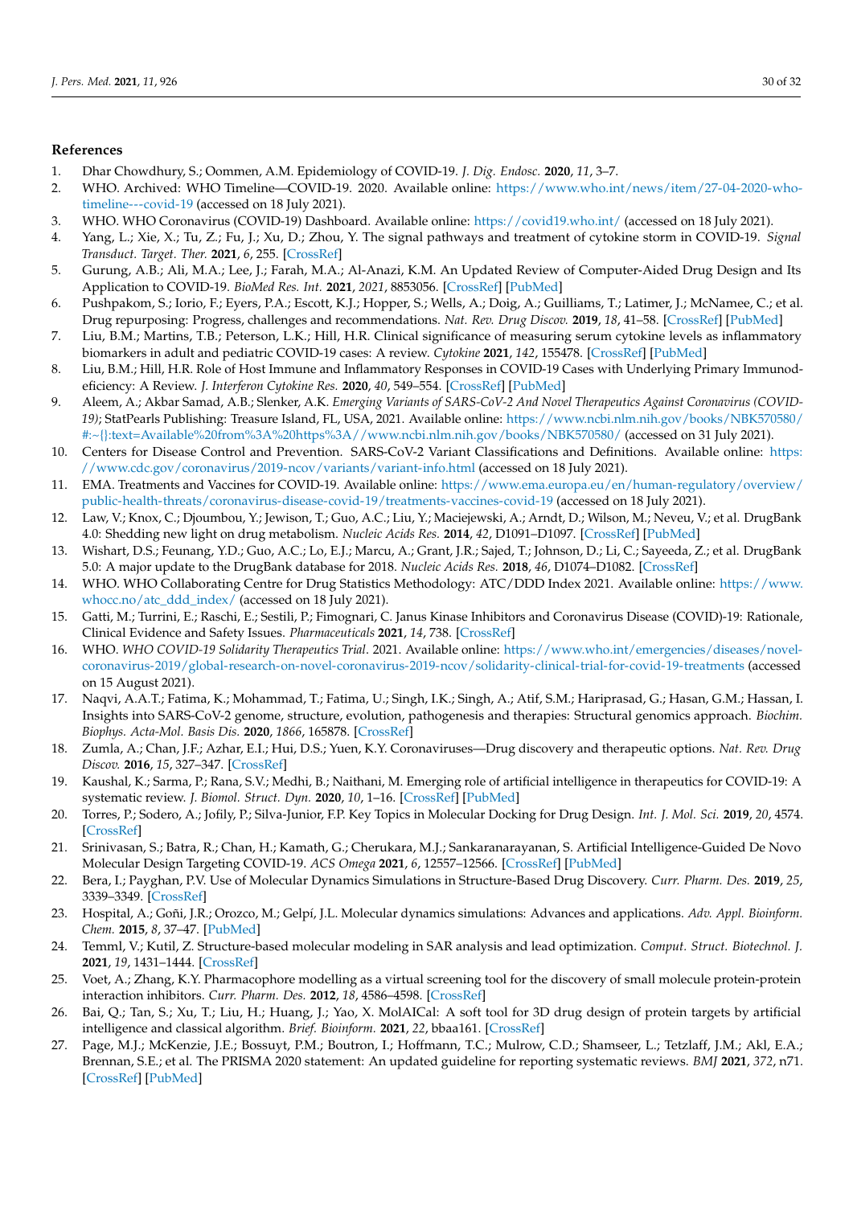## References

1. Dhar Chowdhury, S.; Oommen, A.M. Epidemiology of COVID-19. *J. Dig. Endosc.* **2020**, *11*, 3–7.
2. WHO. Archived: WHO Timeline—COVID-19. 2020. Available online: https://www.who.int/news/item/27-04-2020-who-timeline---covid-19 (accessed on 18 July 2021).
3. WHO. WHO Coronavirus (COVID-19) Dashboard. Available online: https://covid19.who.int/ (accessed on 18 July 2021).
4. Yang, L.; Xie, X.; Tu, Z.; Fu, J.; Xu, D.; Zhou, Y. The signal pathways and treatment of cytokine storm in COVID-19. *Signal Transduct. Target. Ther.* **2021**, *6*, 255. [CrossRef]
5. Gurung, A.B.; Ali, M.A.; Lee, J.; Farah, M.A.; Al-Anazi, K.M. An Updated Review of Computer-Aided Drug Design and Its Application to COVID-19. *BioMed Res. Int.* **2021**, *2021*, 8853056. [CrossRef] [PubMed]
6. Pushpakom, S.; Iorio, F.; Eyers, P.A.; Escott, K.J.; Hopper, S.; Wells, A.; Doig, A.; Guilliams, T.; Latimer, J.; McNamee, C.; et al. Drug repurposing: Progress, challenges and recommendations. *Nat. Rev. Drug Discov.* **2019**, *18*, 41–58. [CrossRef] [PubMed]
7. Liu, B.M.; Martins, T.B.; Peterson, L.K.; Hill, H.R. Clinical significance of measuring serum cytokine levels as inflammatory biomarkers in adult and pediatric COVID-19 cases: A review. *Cytokine* **2021**, *142*, 155478. [CrossRef] [PubMed]
8. Liu, B.M.; Hill, H.R. Role of Host Immune and Inflammatory Responses in COVID-19 Cases with Underlying Primary Immunodeficiency: A Review. *J. Interferon Cytokine Res.* **2020**, *40*, 549–554. [CrossRef] [PubMed]
9. Aleem, A.; Akbar Samad, A.B.; Slenker, A.K. *Emerging Variants of SARS-CoV-2 And Novel Therapeutics Against Coronavirus (COVID-19)*; StatPearls Publishing: Treasure Island, FL, USA, 2021. Available online: https://www.ncbi.nlm.nih.gov/books/NBK570580/#:~{}:text=Available%20from%3A%20https%3A//www.ncbi.nlm.nih.gov/books/NBK570580/ (accessed on 31 July 2021).
10. Centers for Disease Control and Prevention. SARS-CoV-2 Variant Classifications and Definitions. Available online: https://www.cdc.gov/coronavirus/2019-ncov/variants/variant-info.html (accessed on 18 July 2021).
11. EMA. Treatments and Vaccines for COVID-19. Available online: https://www.ema.europa.eu/en/human-regulatory/overview/public-health-threats/coronavirus-disease-covid-19/treatments-vaccines-covid-19 (accessed on 18 July 2021).
12. Law, V.; Knox, C.; Djoumbou, Y.; Jewison, T.; Guo, A.C.; Liu, Y.; Maciejewski, A.; Arndt, D.; Wilson, M.; Neveu, V.; et al. DrugBank 4.0: Shedding new light on drug metabolism. *Nucleic Acids Res.* **2014**, *42*, D1091–D1097. [CrossRef] [PubMed]
13. Wishart, D.S.; Feunang, Y.D.; Guo, A.C.; Lo, E.J.; Marcu, A.; Grant, J.R.; Sajed, T.; Johnson, D.; Li, C.; Sayeeda, Z.; et al. DrugBank 5.0: A major update to the DrugBank database for 2018. *Nucleic Acids Res.* **2018**, *46*, D1074–D1082. [CrossRef]
14. WHO. WHO Collaborating Centre for Drug Statistics Methodology: ATC/DDD Index 2021. Available online: https://www.whocc.no/atc_ddd_index/ (accessed on 18 July 2021).
15. Gatti, M.; Turrini, E.; Raschi, E.; Sestili, P.; Fimognari, C. Janus Kinase Inhibitors and Coronavirus Disease (COVID)-19: Rationale, Clinical Evidence and Safety Issues. *Pharmaceuticals* **2021**, *14*, 738. [CrossRef]
16. WHO. *WHO COVID-19 Solidarity Therapeutics Trial*. 2021. Available online: https://www.who.int/emergencies/diseases/novel-coronavirus-2019/global-research-on-novel-coronavirus-2019-ncov/solidarity-clinical-trial-for-covid-19-treatments (accessed on 15 August 2021).
17. Naqvi, A.A.T.; Fatima, K.; Mohammad, T.; Fatima, U.; Singh, I.K.; Singh, A.; Atif, S.M.; Hariprasad, G.; Hasan, G.M.; Hassan, I. Insights into SARS-CoV-2 genome, structure, evolution, pathogenesis and therapies: Structural genomics approach. *Biochim. Biophys. Acta-Mol. Basis Dis.* **2020**, *1866*, 165878. [CrossRef]
18. Zumla, A.; Chan, J.F.; Azhar, E.I.; Hui, D.S.; Yuen, K.Y. Coronaviruses—Drug discovery and therapeutic options. *Nat. Rev. Drug Discov.* **2016**, *15*, 327–347. [CrossRef]
19. Kaushal, K.; Sarma, P.; Rana, S.V.; Medhi, B.; Naithani, M. Emerging role of artificial intelligence in therapeutics for COVID-19: A systematic review. *J. Biomol. Struct. Dyn.* **2020**, *10*, 1–16. [CrossRef] [PubMed]
20. Torres, P.; Sodero, A.; Jofily, P.; Silva-Junior, F.P. Key Topics in Molecular Docking for Drug Design. *Int. J. Mol. Sci.* **2019**, *20*, 4574. [CrossRef]
21. Srinivasan, S.; Batra, R.; Chan, H.; Kamath, G.; Cherukara, M.J.; Sankaranarayanan, S. Artificial Intelligence-Guided De Novo Molecular Design Targeting COVID-19. *ACS Omega* **2021**, *6*, 12557–12566. [CrossRef] [PubMed]
22. Bera, I.; Payghan, P.V. Use of Molecular Dynamics Simulations in Structure-Based Drug Discovery. *Curr. Pharm. Des.* **2019**, *25*, 3339–3349. [CrossRef]
23. Hospital, A.; Goñi, J.R.; Orozco, M.; Gelpí, J.L. Molecular dynamics simulations: Advances and applications. *Adv. Appl. Bioinform. Chem.* **2015**, *8*, 37–47. [PubMed]
24. Temml, V.; Kutil, Z. Structure-based molecular modeling in SAR analysis and lead optimization. *Comput. Struct. Biotechnol. J.* **2021**, *19*, 1431–1444. [CrossRef]
25. Voet, A.; Zhang, K.Y. Pharmacophore modelling as a virtual screening tool for the discovery of small molecule protein-protein interaction inhibitors. *Curr. Pharm. Des.* **2012**, *18*, 4586–4598. [CrossRef]
26. Bai, Q.; Tan, S.; Xu, T.; Liu, H.; Huang, J.; Yao, X. MolAICal: A soft tool for 3D drug design of protein targets by artificial intelligence and classical algorithm. *Brief. Bioinform.* **2021**, *22*, bbaa161. [CrossRef]
27. Page, M.J.; McKenzie, J.E.; Bossuyt, P.M.; Boutron, I.; Hoffmann, T.C.; Mulrow, C.D.; Shamseer, L.; Tetzlaff, J.M.; Akl, E.A.; Brennan, S.E.; et al. The PRISMA 2020 statement: An updated guideline for reporting systematic reviews. *BMJ* **2021**, *372*, n71. [CrossRef] [PubMed]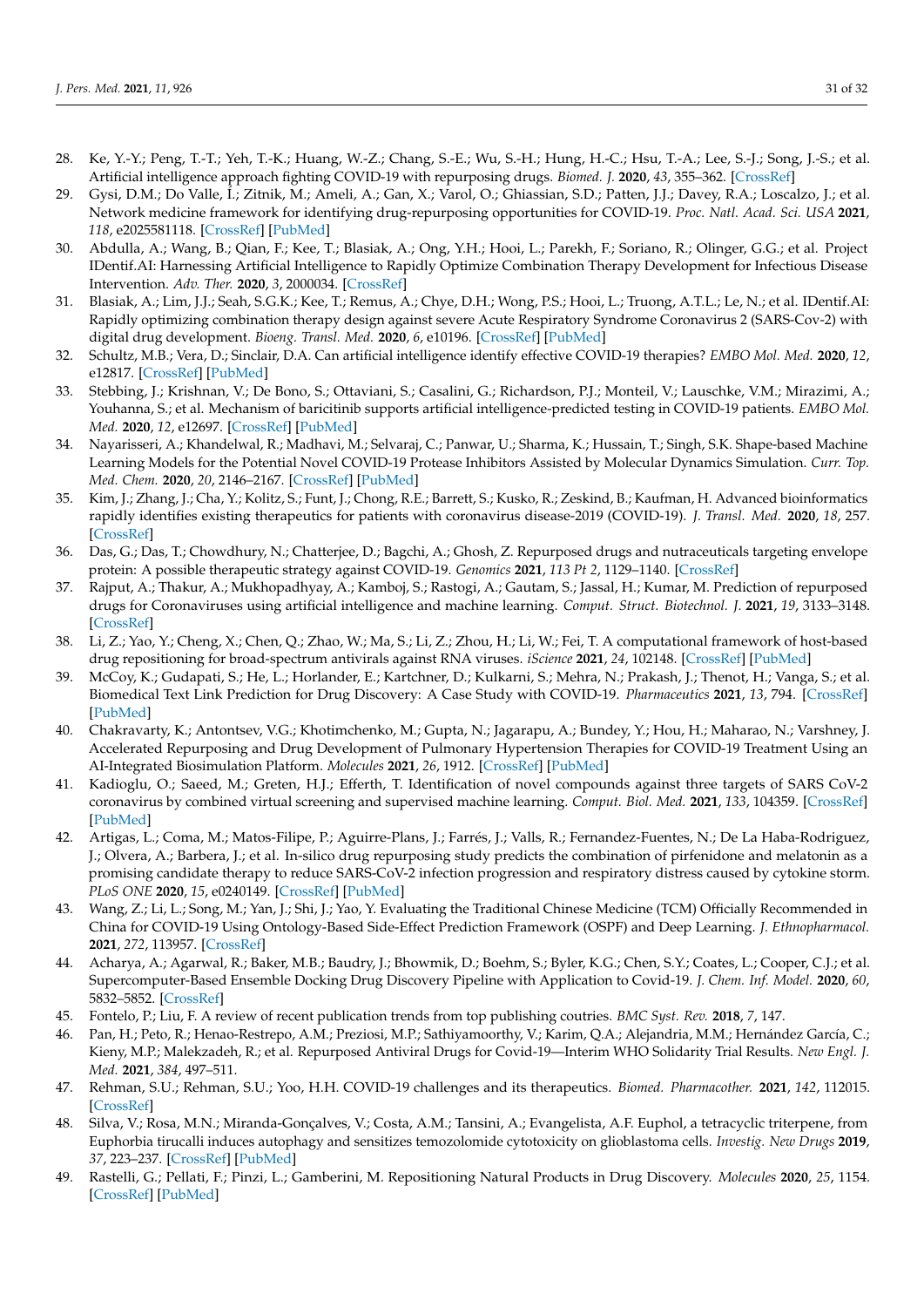28. Ke, Y.-Y.; Peng, T.-T.; Yeh, T.-K.; Huang, W.-Z.; Chang, S.-E.; Wu, S.-H.; Hung, H.-C.; Hsu, T.-A.; Lee, S.-J.; Song, J.-S.; et al. Artificial intelligence approach fighting COVID-19 with repurposing drugs. *Biomed. J.* **2020**, *43*, 355–362. [CrossRef]
29. Gysi, D.M.; Do Valle, Í.; Zitnik, M.; Ameli, A.; Gan, X.; Varol, O.; Ghiassian, S.D.; Patten, J.J.; Davey, R.A.; Loscalzo, J.; et al. Network medicine framework for identifying drug-repurposing opportunities for COVID-19. *Proc. Natl. Acad. Sci. USA* **2021**, *118*, e2025581118. [CrossRef] [PubMed]
30. Abdulla, A.; Wang, B.; Qian, F.; Kee, T.; Blasiak, A.; Ong, Y.H.; Hooi, L.; Parekh, F.; Soriano, R.; Olinger, G.G.; et al. Project IDentif.AI: Harnessing Artificial Intelligence to Rapidly Optimize Combination Therapy Development for Infectious Disease Intervention. *Adv. Ther.* **2020**, *3*, 2000034. [CrossRef]
31. Blasiak, A.; Lim, J.J.; Seah, S.G.K.; Kee, T.; Remus, A.; Chye, D.H.; Wong, P.S.; Hooi, L.; Truong, A.T.L.; Le, N.; et al. IDentif.AI: Rapidly optimizing combination therapy design against severe Acute Respiratory Syndrome Coronavirus 2 (SARS-Cov-2) with digital drug development. *Bioeng. Transl. Med.* **2020**, *6*, e10196. [CrossRef] [PubMed]
32. Schultz, M.B.; Vera, D.; Sinclair, D.A. Can artificial intelligence identify effective COVID-19 therapies? *EMBO Mol. Med.* **2020**, *12*, e12817. [CrossRef] [PubMed]
33. Stebbing, J.; Krishnan, V.; De Bono, S.; Ottaviani, S.; Casalini, G.; Richardson, P.J.; Monteil, V.; Lauschke, V.M.; Mirazimi, A.; Youhanna, S.; et al. Mechanism of baricitinib supports artificial intelligence-predicted testing in COVID-19 patients. *EMBO Mol. Med.* **2020**, *12*, e12697. [CrossRef] [PubMed]
34. Nayarisseri, A.; Khandelwal, R.; Madhavi, M.; Selvaraj, C.; Panwar, U.; Sharma, K.; Hussain, T.; Singh, S.K. Shape-based Machine Learning Models for the Potential Novel COVID-19 Protease Inhibitors Assisted by Molecular Dynamics Simulation. *Curr. Top. Med. Chem.* **2020**, *20*, 2146–2167. [CrossRef] [PubMed]
35. Kim, J.; Zhang, J.; Cha, Y.; Kolitz, S.; Funt, J.; Chong, R.E.; Barrett, S.; Kusko, R.; Zeskind, B.; Kaufman, H. Advanced bioinformatics rapidly identifies existing therapeutics for patients with coronavirus disease-2019 (COVID-19). *J. Transl. Med.* **2020**, *18*, 257. [CrossRef]
36. Das, G.; Das, T.; Chowdhury, N.; Chatterjee, D.; Bagchi, A.; Ghosh, Z. Repurposed drugs and nutraceuticals targeting envelope protein: A possible therapeutic strategy against COVID-19. *Genomics* **2021**, *113 Pt 2*, 1129–1140. [CrossRef]
37. Rajput, A.; Thakur, A.; Mukhopadhyay, A.; Kamboj, S.; Rastogi, A.; Gautam, S.; Jassal, H.; Kumar, M. Prediction of repurposed drugs for Coronaviruses using artificial intelligence and machine learning. *Comput. Struct. Biotechnol. J.* **2021**, *19*, 3133–3148. [CrossRef]
38. Li, Z.; Yao, Y.; Cheng, X.; Chen, Q.; Zhao, W.; Ma, S.; Li, Z.; Zhou, H.; Li, W.; Fei, T. A computational framework of host-based drug repositioning for broad-spectrum antivirals against RNA viruses. *iScience* **2021**, *24*, 102148. [CrossRef] [PubMed]
39. McCoy, K.; Gudapati, S.; He, L.; Horlander, E.; Kartchner, D.; Kulkarni, S.; Mehra, N.; Prakash, J.; Thenot, H.; Vanga, S.; et al. Biomedical Text Link Prediction for Drug Discovery: A Case Study with COVID-19. *Pharmaceutics* **2021**, *13*, 794. [CrossRef] [PubMed]
40. Chakravarty, K.; Antontsev, V.G.; Khotimchenko, M.; Gupta, N.; Jagarapu, A.; Bundey, Y.; Hou, H.; Maharao, N.; Varshney, J. Accelerated Repurposing and Drug Development of Pulmonary Hypertension Therapies for COVID-19 Treatment Using an AI-Integrated Biosimulation Platform. *Molecules* **2021**, *26*, 1912. [CrossRef] [PubMed]
41. Kadioglu, O.; Saeed, M.; Greten, H.J.; Efferth, T. Identification of novel compounds against three targets of SARS CoV-2 coronavirus by combined virtual screening and supervised machine learning. *Comput. Biol. Med.* **2021**, *133*, 104359. [CrossRef] [PubMed]
42. Artigas, L.; Coma, M.; Matos-Filipe, P.; Aguirre-Plans, J.; Farrés, J.; Valls, R.; Fernandez-Fuentes, N.; De La Haba-Rodriguez, J.; Olvera, A.; Barbera, J.; et al. In-silico drug repurposing study predicts the combination of pirfenidone and melatonin as a promising candidate therapy to reduce SARS-CoV-2 infection progression and respiratory distress caused by cytokine storm. *PLoS ONE* **2020**, *15*, e0240149. [CrossRef] [PubMed]
43. Wang, Z.; Li, L.; Song, M.; Yan, J.; Shi, J.; Yao, Y. Evaluating the Traditional Chinese Medicine (TCM) Officially Recommended in China for COVID-19 Using Ontology-Based Side-Effect Prediction Framework (OSPF) and Deep Learning. *J. Ethnopharmacol.* **2021**, *272*, 113957. [CrossRef]
44. Acharya, A.; Agarwal, R.; Baker, M.B.; Baudry, J.; Bhowmik, D.; Boehm, S.; Byler, K.G.; Chen, S.Y.; Coates, L.; Cooper, C.J.; et al. Supercomputer-Based Ensemble Docking Drug Discovery Pipeline with Application to Covid-19. *J. Chem. Inf. Model.* **2020**, *60*, 5832–5852. [CrossRef]
45. Fontelo, P.; Liu, F. A review of recent publication trends from top publishing coutries. *BMC Syst. Rev.* **2018**, *7*, 147.
46. Pan, H.; Peto, R.; Henao-Restrepo, A.M.; Preziosi, M.P.; Sathiyamoorthy, V.; Karim, Q.A.; Alejandria, M.M.; Hernández García, C.; Kieny, M.P.; Malekzadeh, R.; et al. Repurposed Antiviral Drugs for Covid-19—Interim WHO Solidarity Trial Results. *New Engl. J. Med.* **2021**, *384*, 497–511.
47. Rehman, S.U.; Rehman, S.U.; Yoo, H.H. COVID-19 challenges and its therapeutics. *Biomed. Pharmacother.* **2021**, *142*, 112015. [CrossRef]
48. Silva, V.; Rosa, M.N.; Miranda-Gonçalves, V.; Costa, A.M.; Tansini, A.; Evangelista, A.F. Euphol, a tetracyclic triterpene, from Euphorbia tirucalli induces autophagy and sensitizes temozolomide cytotoxicity on glioblastoma cells. *Investig. New Drugs* **2019**, *37*, 223–237. [CrossRef] [PubMed]
49. Rastelli, G.; Pellati, F.; Pinzi, L.; Gamberini, M. Repositioning Natural Products in Drug Discovery. *Molecules* **2020**, *25*, 1154. [CrossRef] [PubMed]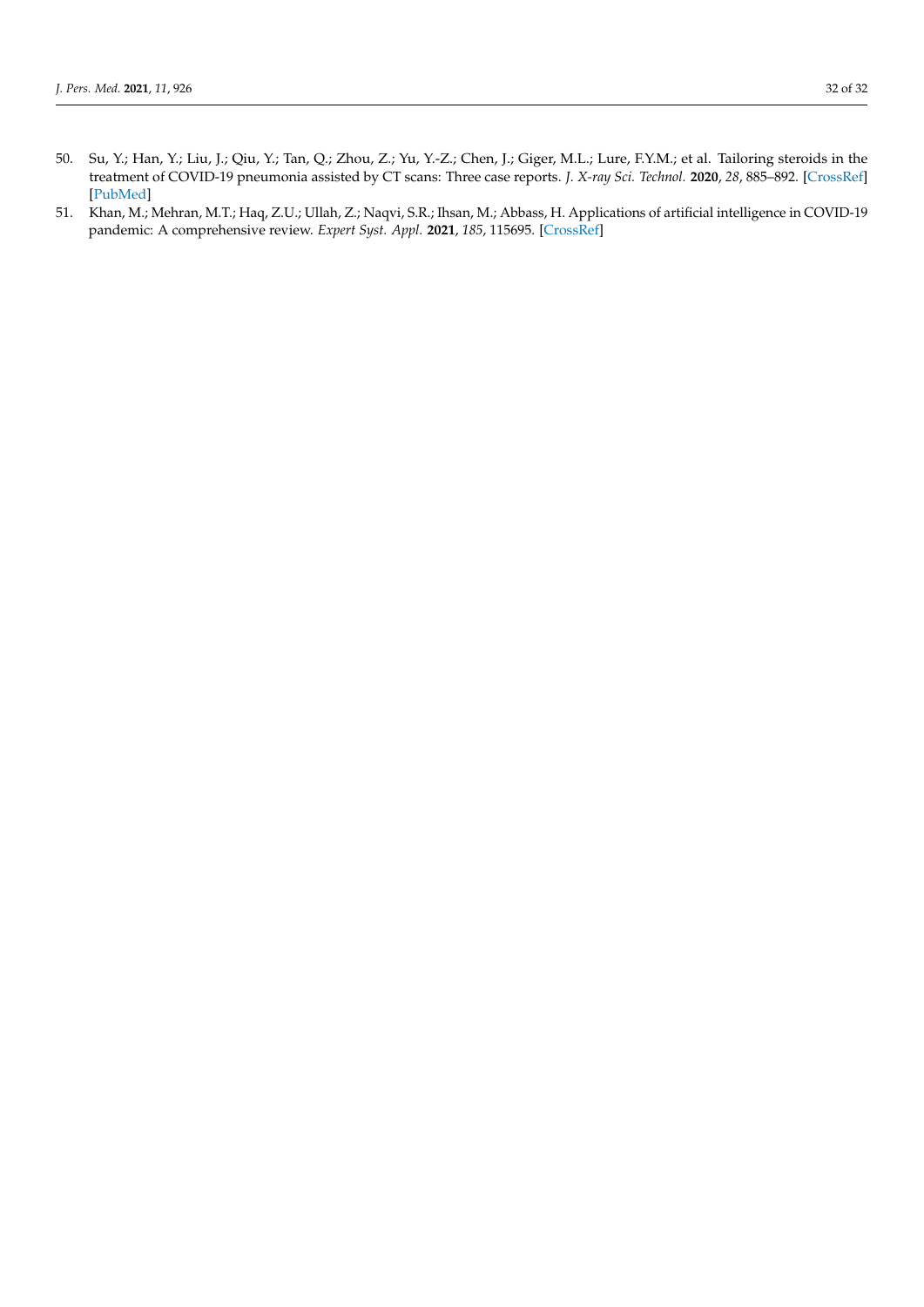50. Su, Y.; Han, Y.; Liu, J.; Qiu, Y.; Tan, Q.; Zhou, Z.; Yu, Y.-Z.; Chen, J.; Giger, M.L.; Lure, F.Y.M.; et al. Tailoring steroids in the treatment of COVID-19 pneumonia assisted by CT scans: Three case reports. *J. X-ray Sci. Technol.* **2020**, *28*, 885–892. [CrossRef] [PubMed]
51. Khan, M.; Mehran, M.T.; Haq, Z.U.; Ullah, Z.; Naqvi, S.R.; Ihsan, M.; Abbass, H. Applications of artificial intelligence in COVID-19 pandemic: A comprehensive review. *Expert Syst. Appl.* **2021**, *185*, 115695. [CrossRef]